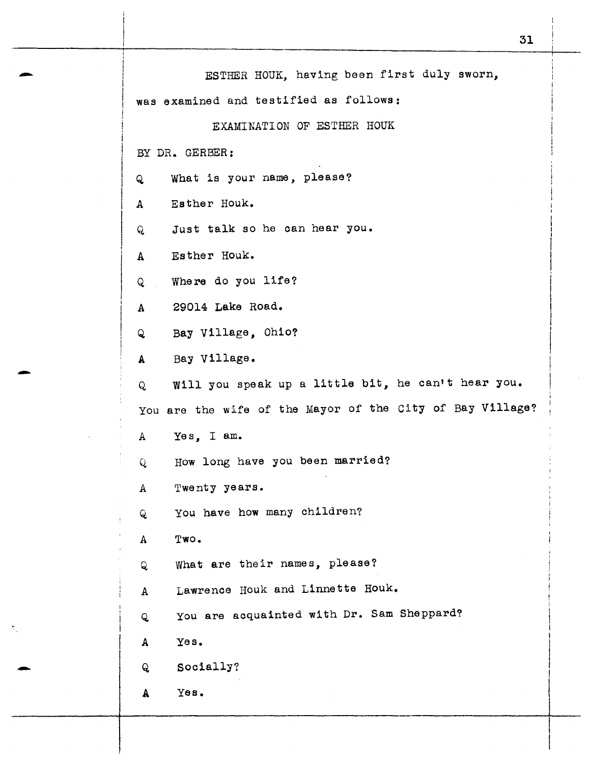ESTHER HOUK, having been first duly sworn, was examined and testified as follows:

EXAMINATION OF ESTHER HOUK

BY DR. GERBER:

Q What is your name, please?

A Esther Houk.

Q Just talk so he can hear you.

A Esther Houk.

Q Where do you life?

A 29014 Lake Road.

Q Bay Village, Ohio?

A Bay Village.

Q Will you speak up a little bit, he can't hear you. You are the wife of the Mayor of the City of Bay Village?

A Yes, I am.

Q How long have you been married?

A Twenty years.

Q You have how many children?

A Two.

Q What are their names, please?

A Lawrence Houk and Linnette Houk.

Q You are acquainted with Dr. Sam Sheppard?

A Yes.

Q Socially?

A Yes.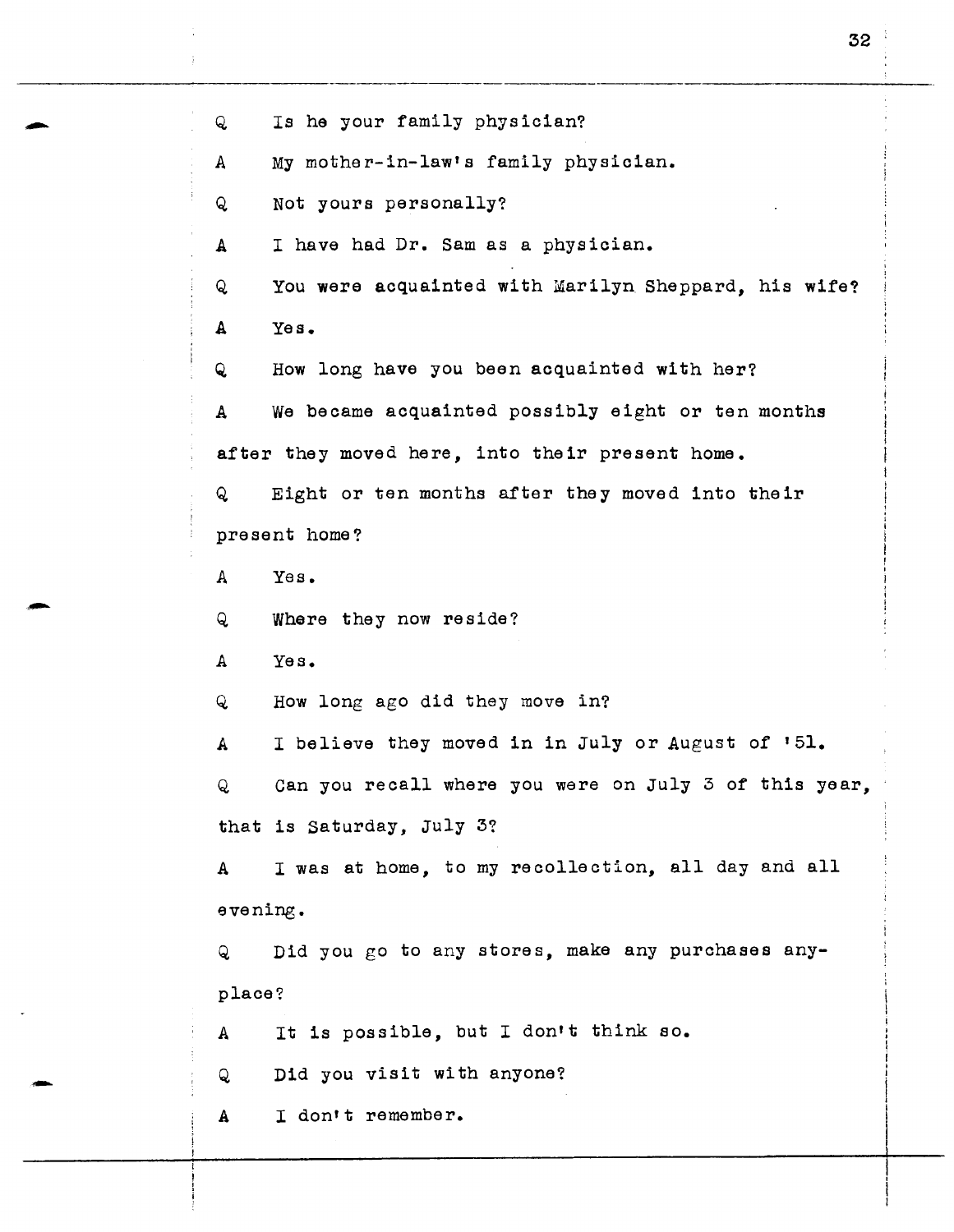Q Is he your family physician?

A My mother-in-law's family physician.

Q Not yours personally?

A I have had Dr. Sam as a physician.

Q You were acquainted with Marilyn Sheppard, his wife?

A Yes.

Q How long have you been acquainted with her?

A We became acquainted possibly eight or ten months after they moved here, into their present home.

Q Eight or ten months after they moved into their present home?

A Yes.

Q Where they now reside?

A Yes.

Q How long ago did they move in?

A I believe they moved in in July or August of '51.

Q Can you recall where you were on July 3 of this year, that is Saturday, July 3?

A I was at home, to my recollection, all day and all evening.

Q Did you go to any stores, make any purchases anyplace?

A It is possible, but I don't think so.

Q Did you visit with anyone?

A I don't remember.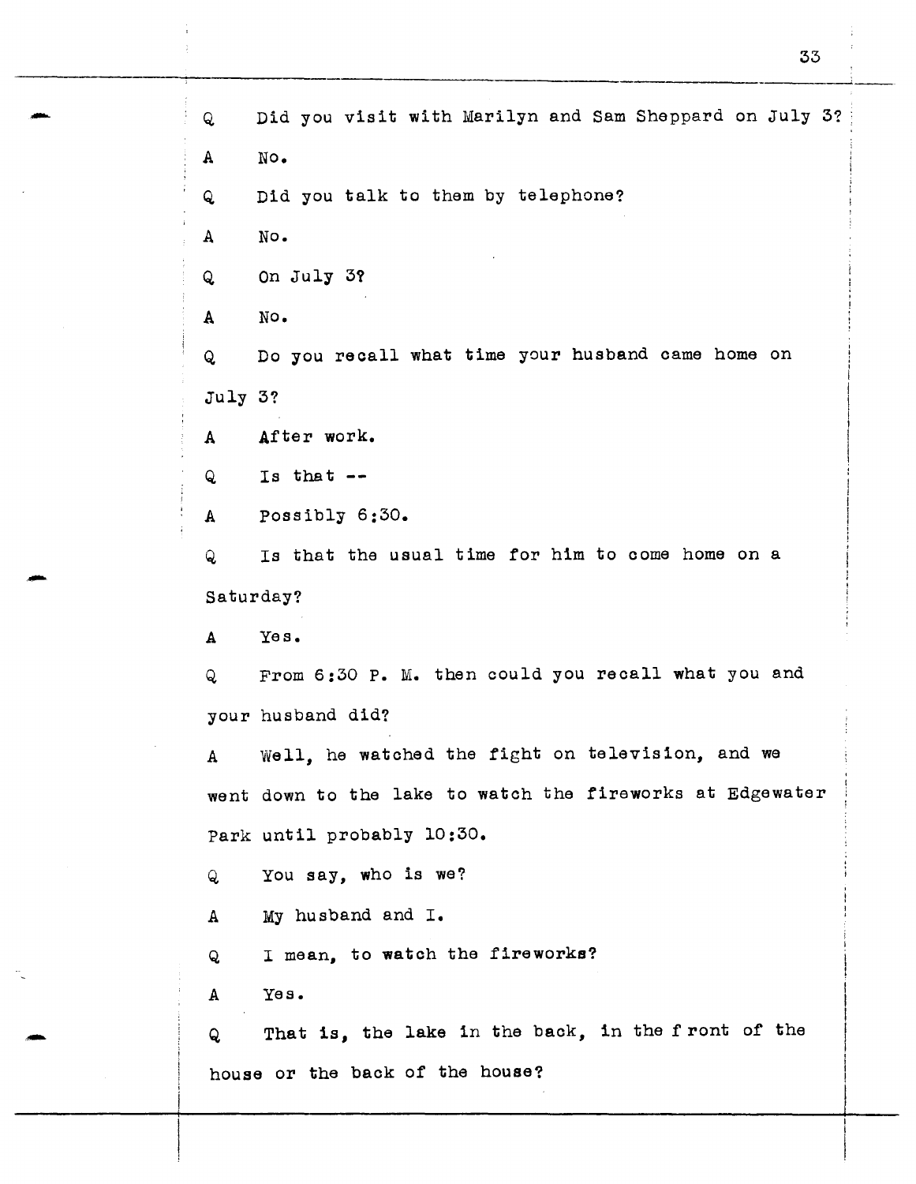Q Did you visit with Marilyn and Sam Sheppard on July 3?

A No.

Q Did you talk to them by telephone?

A No.

Q On July 3?

A No.

Q Do you recall what time your husband came home on July 3?

A After work.

Q Is that --

A Possibly 6:30.

Q Is that the usual time for him to come home on a Saturday?

A Yes.

Q From 6:30 P. M. then could you recall what you and your husband did?

A Well, he watched the fight on television, and we went down to the lake to watch the fireworks at Edgewater Park until probably 10:30.

Q You say, who is we?

A My husband and I.

Q I mean, to watch the fireworks?

A Yes.

Q That is, the lake in the back, in the front of the house or the back of the house?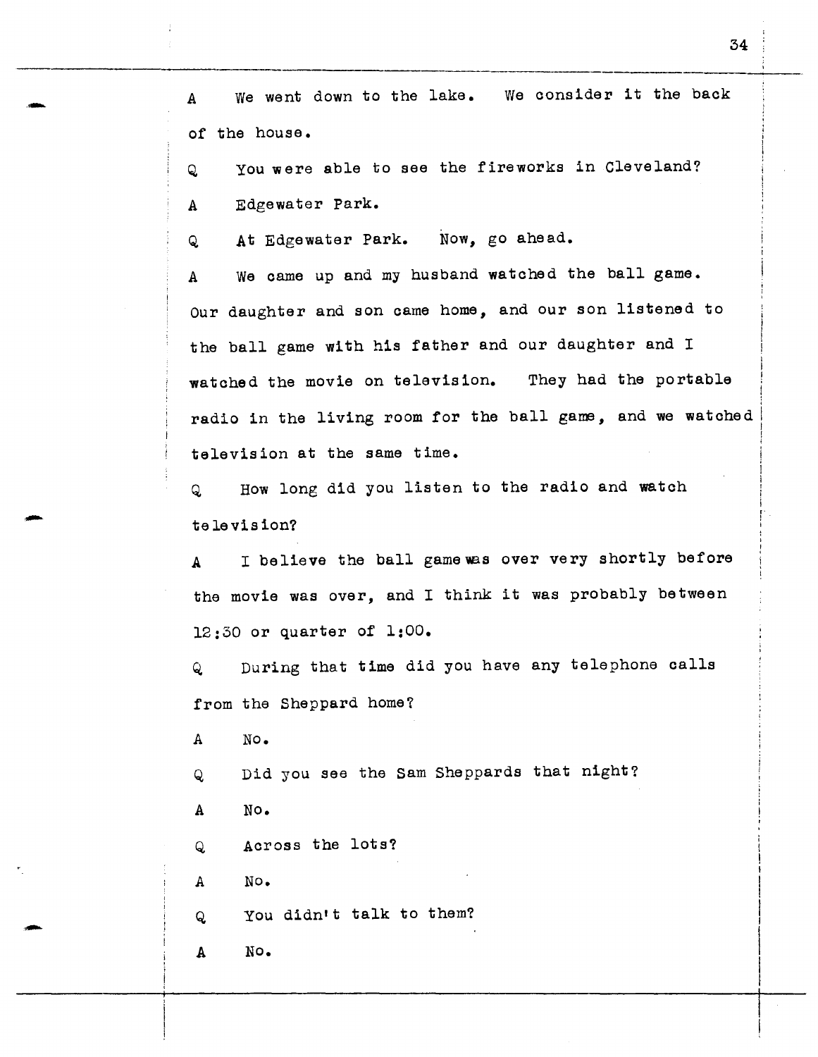A We went down to the lake. We consider it the back of the house.

Q You were able to see the fireworks in Cleveland?

A Edgewater Park.

Q At Edgewater Park. Now, go ahead.

A We came up and my husband watched the ball game. Our daughter and son came home, and our son listened to the ball game with his father and our daughter and I watched the movie on television. They had the portable radio in the living room for the ball game, and we watched television at the same time.

Q How long did you listen to the radio and watch television?

A I believe the ball game was over very shortly before the movie was over, and I think it was probably between 12:30 or quarter of 1:00.

Q During that time did you have any telephone calls from the Sheppard home?

A No.

Q Did you see the Sam Sheppards that night?

A No.

Q Across the lots?

A No.

Q You didn't talk to them?

A No.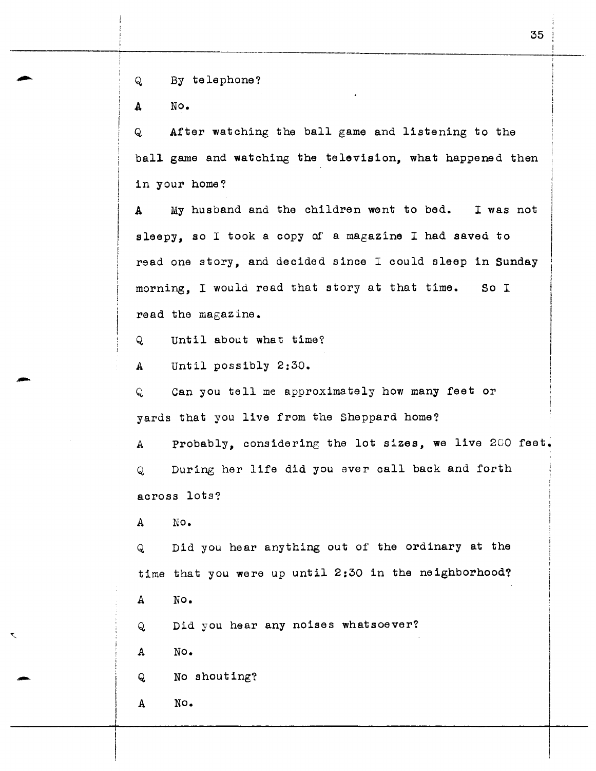Q By telephone?

A No.

Q After watching the ball game and listening to the ball game and watching the television, what happened then in your home?

A My husband and the children went to bed. I was not sleepy, so I took a copy of a magazine I had saved to read one story, and decided since I could sleep in Sunday morning, I would read that story at that time. So I read the magazine.

Q Until about what time?

A Until possibly 2:30.

Q Can you tell me approximately how many feet or yards that you live from the Sheppard home?

A Probably, considering the lot sizes, we live 200 feet.

Q During her life did you ever call back and forth across lots?

A No.

Q Did you hear anything out of the ordinary at the time that you were up until 2:30 in the neighborhood?

A No.

Q Did you hear any noises whatsoever?

A No.

Q No shouting?

A No.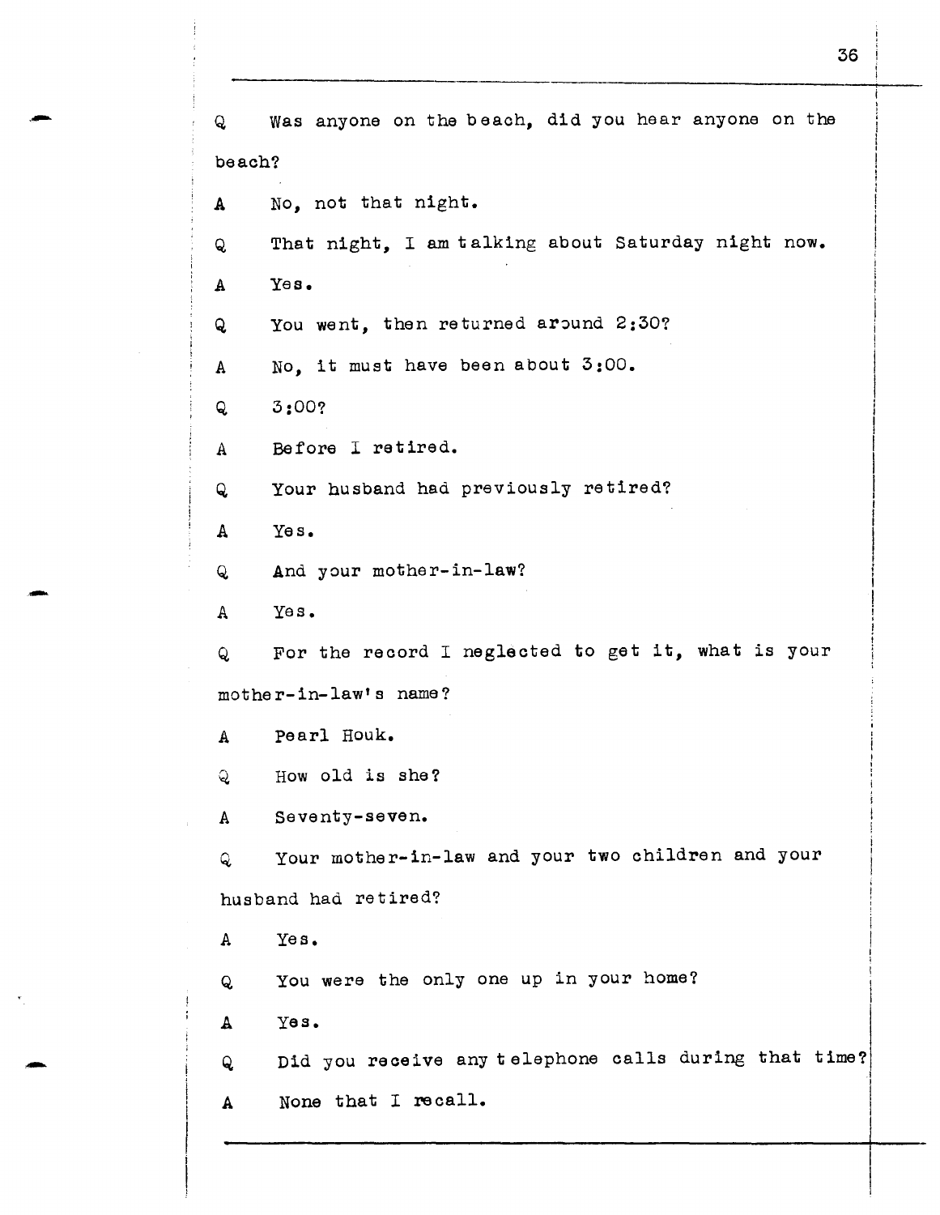Q Was anyone on the beach, did you hear anyone on the beach?

A No, not that night.

Q That night, I am talking about Saturday night now.

A Yes.

Q You went, then returned around 2:30?

A No, it must have been about 3:00.

Q 3:00?

A Before I retired.

Q Your husband had previously retired?

A Yes.

Q And your mother-in-law?

A Yes.

Q For the record I neglected to get it, what is your mother-in-law's name?

A Pearl Houk.

Q How old is she?

A Seventy-seven.

Q Your mother-in-law and your two children and your husband had retired?

A Yes.

Q You were the only one up in your home?

A Yes.

Q Did you receive any telephone calls during that time?

A None that I recall.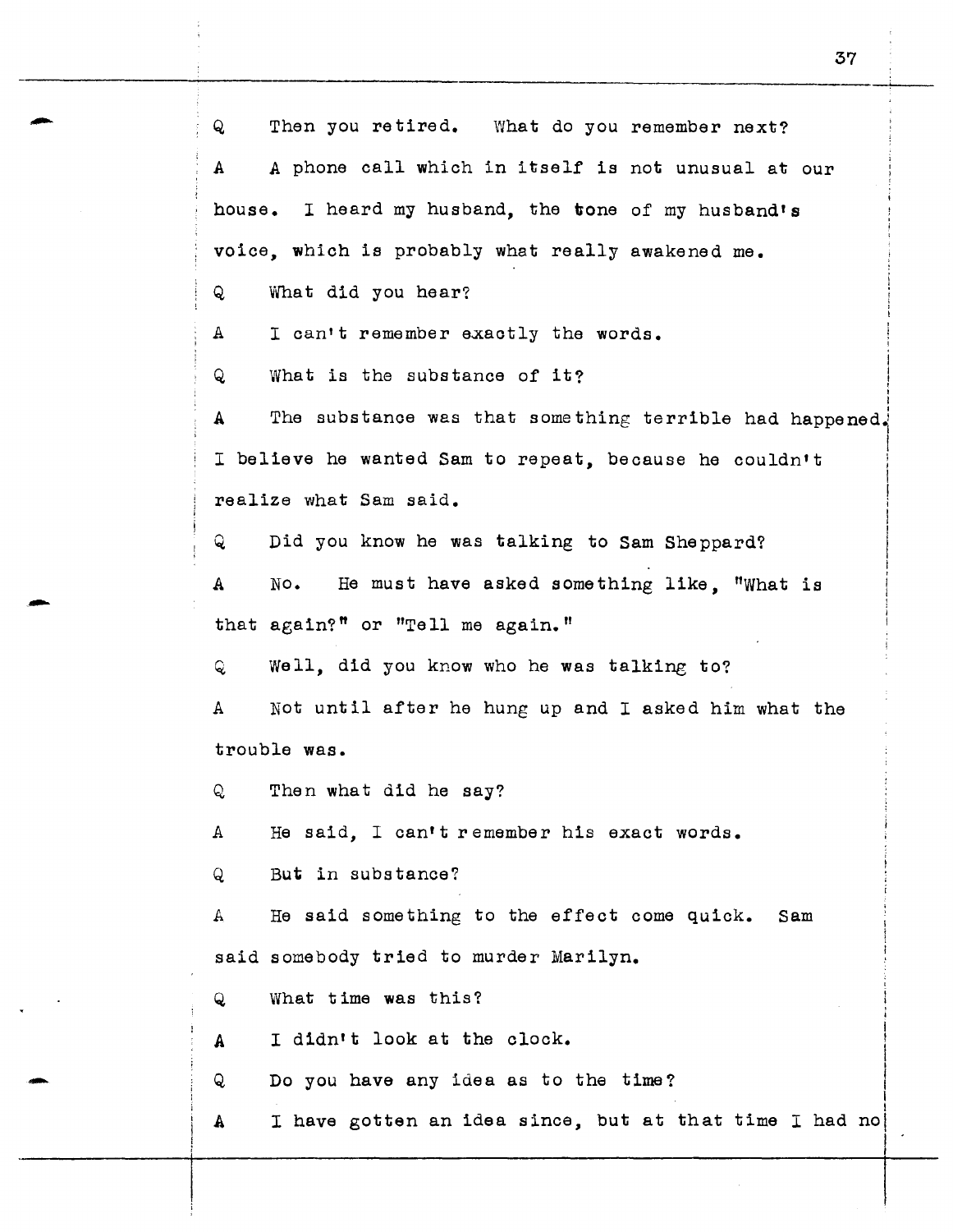Q Then you retired. What do you remember next?

A A phone call which in itself is not unusual at our house. I heard my husband, the tone of my husband's voice, which is probably what really awakened me.

Q What did you hear?

A I can't remember exactly the words.

Q What is the substance of it?

A The substance was that something terrible had happened. I believe he wanted Sam to repeat, because he couldn't realize what Sam said.

Q Did you know he was talking to Sam Sheppard?

A No. He must have asked something like, "What is that again?" or "Tell me again."

Q Well, did you know who he was talking to?

A Not until after he hung up and I asked him what the trouble was.

Q Then what did he say?

A He said, I can't remember his exact words.

Q But in substance?

A He said something to the effect come quick. Sam said somebody tried to murder Marilyn.

Q What time was this?

A I didn't look at the clock.

Q Do you have any idea as to the time?

A I have gotten an idea since, but at that time I had no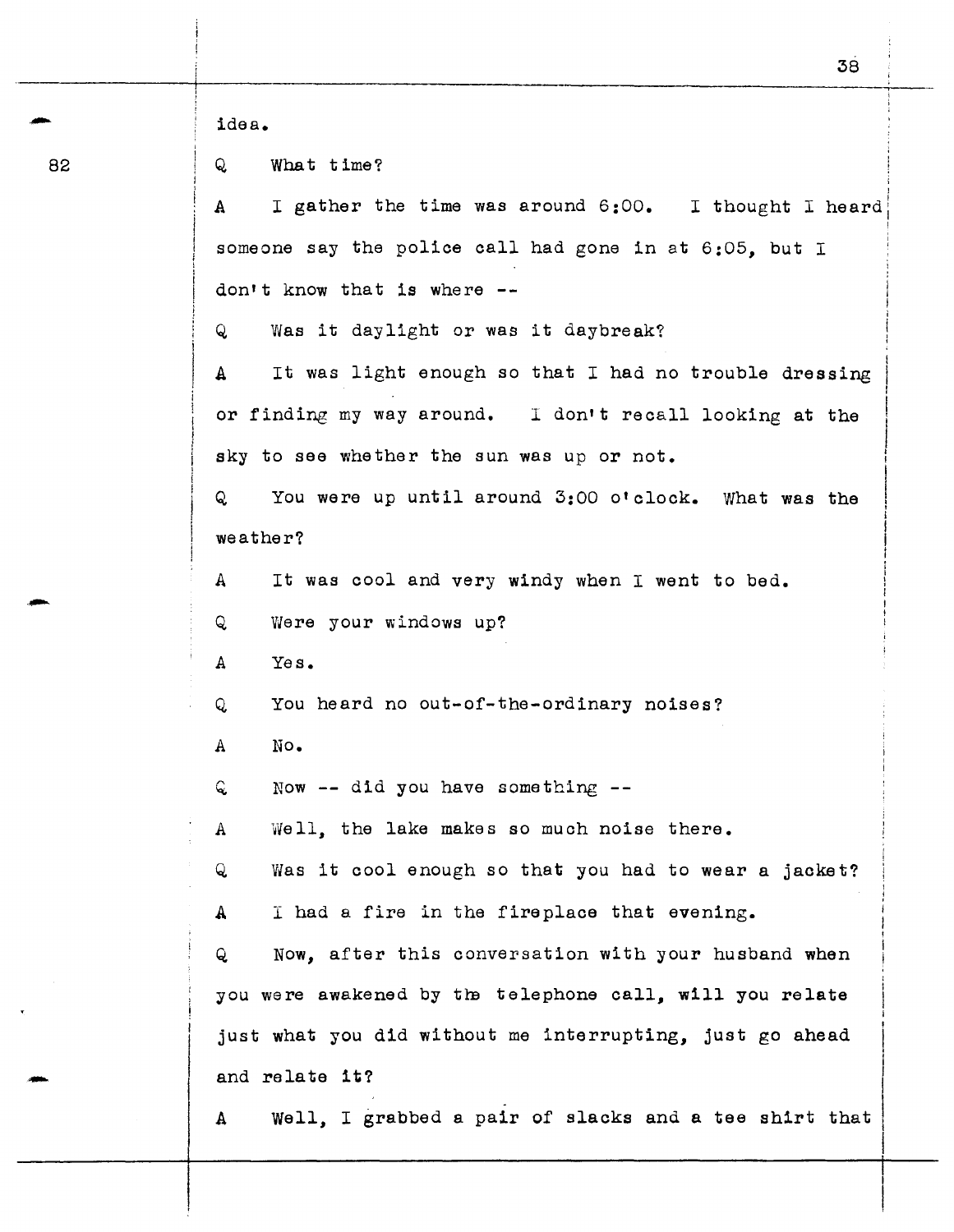idea.

Q What time?

A I gather the time was around 6:00. I thought I heard someone say the police call had gone in at 6:05, but I don't know that is where --

Q Was it daylight or was it daybreak?

A It was light enough so that I had no trouble dressing or finding my way around. I don't recall looking at the sky to see whether the sun was up or not.

Q You were up until around 3:00 o'clock. What was the weather?

A It was cool and very windy when I went to bed.

Q Were your windows up?

A Yes.

Q You heard no out-of-the-ordinary noises?

A No.

Q Now -- did you have something --

A Well, the lake makes so much noise there.

Q Was it cool enough so that you had to wear a jacket?

A I had a fire in the fireplace that evening.

Q Now, after this conversation with your husband when you were awakened by the telephone call, will you relate just what you did without me interrupting, just go ahead and relate it?

A Well, I grabbed a pair of slacks and a tee shirt that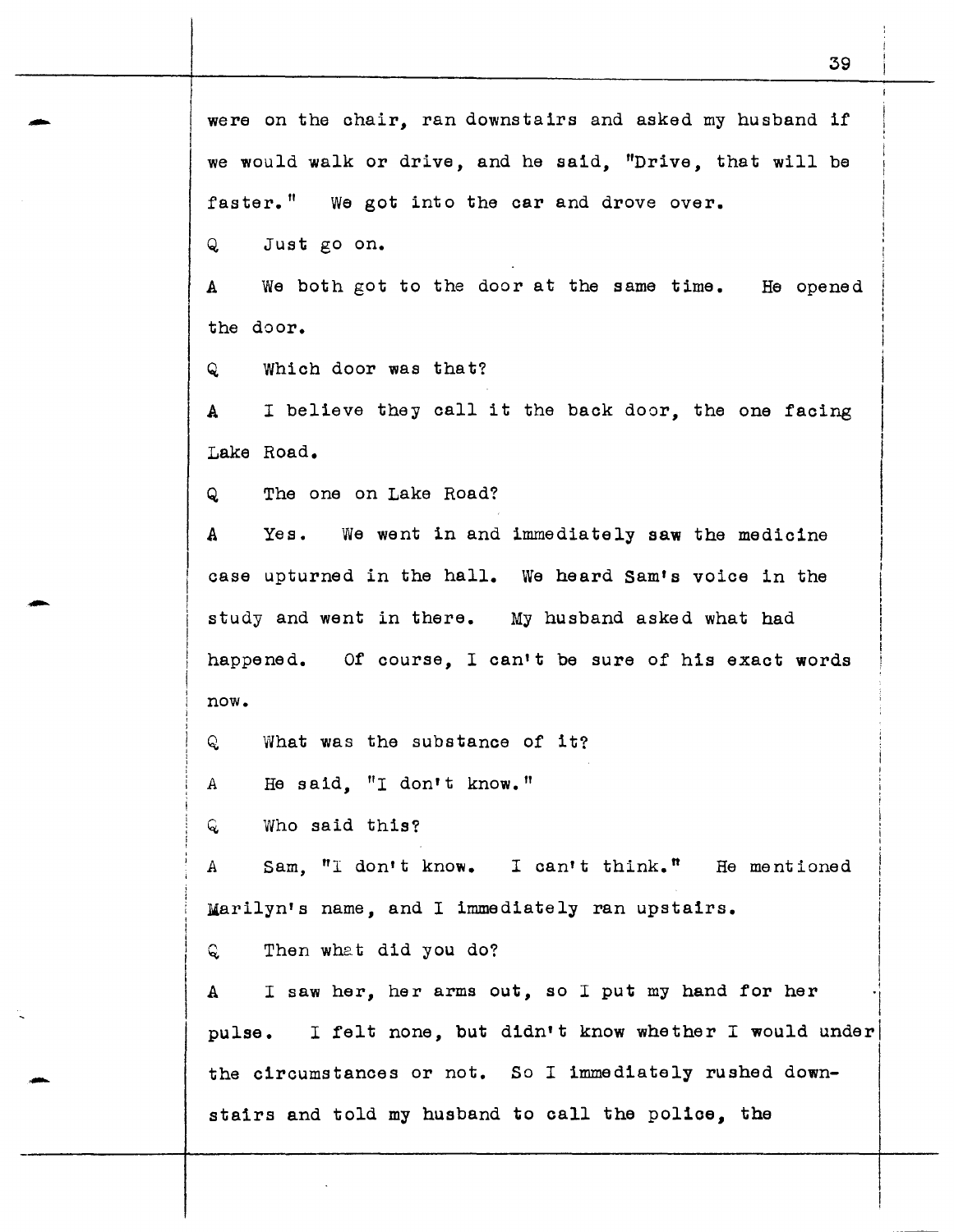were on the chair, ran downstairs and asked my husband if we would walk or drive, and he said, "Drive, that will be faster." We got into the car and drove over.

Q Just go on.

A We both got to the door at the same time. He opened the door.

Q Which door was that?

A I believe they call it the back door, the one facing Lake Road.

Q The one on Lake Road?

A Yes. We went in and immediately saw the medicine case upturned in the hall. We heard Sam's voice in the study and went in there. My husband asked what had happened. Of course, I can't be sure of his exact words now.

Q What was the substance of it?

A He said, "I don't know."

Q Who said this?

A Sam, "I don't know. I can't think." He mentioned Marilyn's name, and I immediately ran upstairs.

Q Then what did you do?

A I saw her, her arms out, so I put my hand for her pulse. I felt none, but didn't know whether I would under the circumstances or not. So I immediately rushed downstairs and told my husband to call the police, the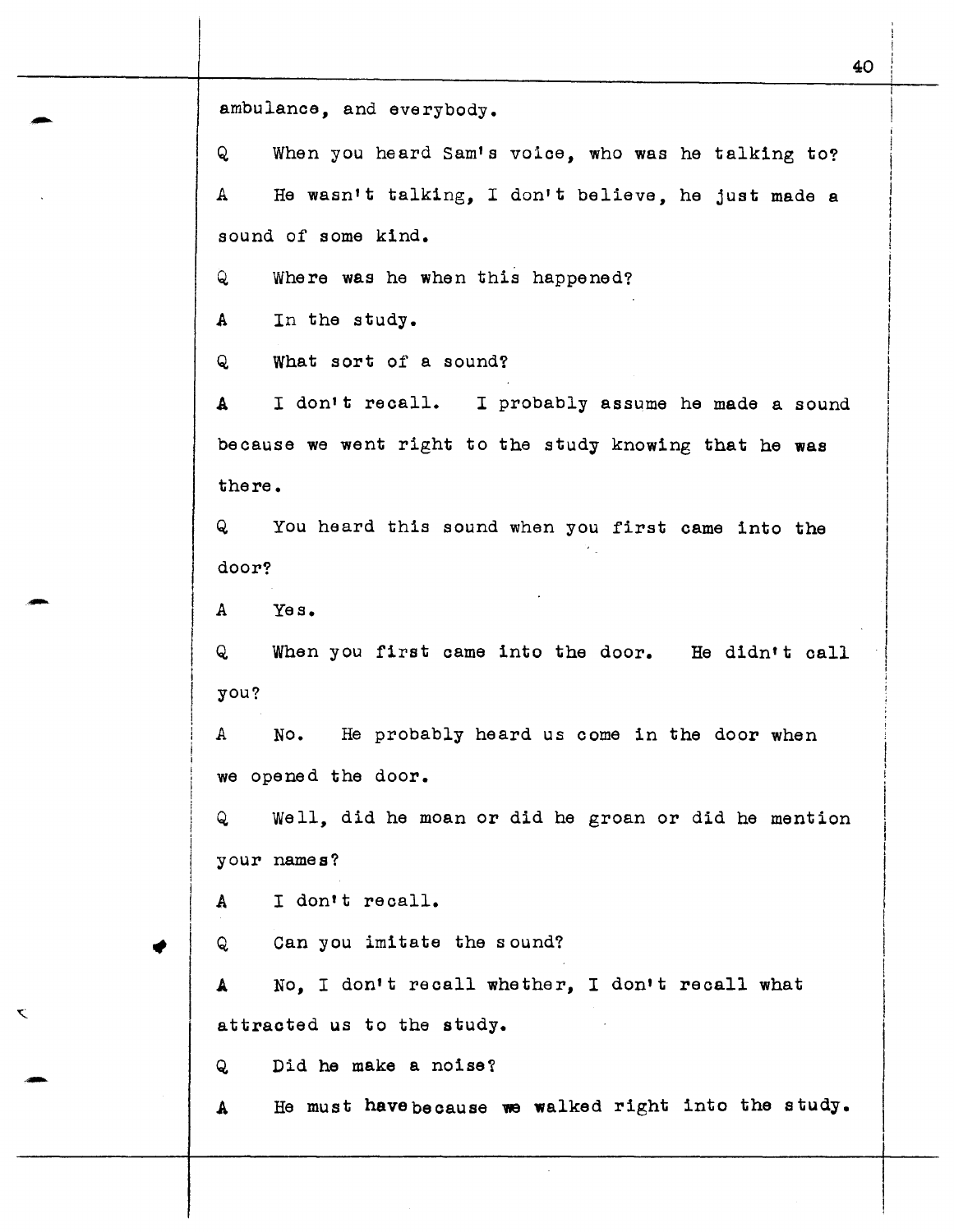ambulance, and everybody.

Q When you heard Sam's voice, who was he talking to?

A He wasn't talking, I don't believe, he just made a sound of some kind.

Q Where was he when this happened?

A In the study.

Q What sort of a sound?

A I don't recall. I probably assume he made a sound because we went right to the study knowing that he was there.

Q You heard this sound when you first came into the door?

A Yes.

Q When you first came into the door. He didn't call you?

A No. He probably heard us come in the door when we opened the door.

Q Well, did he moan or did he groan or did he mention your names?

A I don't recall.

Q Can you imitate the sound?

A No, I don't recall whether, I don't recall what attracted us to the study.

Q Did he make a noise?

A He must have because we walked right into the study.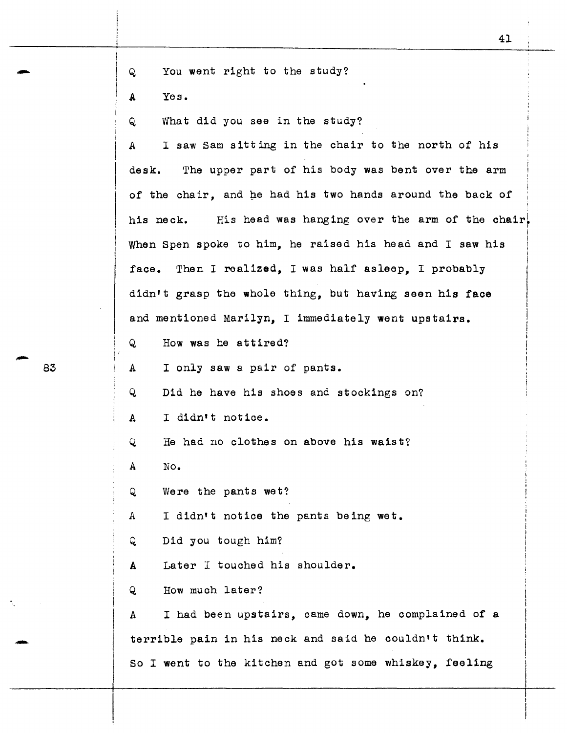Q You went right to the study?

A Yes.

Q What did you see in the study?

A I saw Sam sitting in the chair to the north of his desk. The upper part of his body was bent over the arm of the chair, and he had his two hands around the back of his neck. His head was hanging over the arm of the chair. When Spen spoke to him, he raised his head and I saw his face. Then I realized, I was half asleep, I probably didn't grasp the whole thing, but having seen his face and mentioned Marilyn, I immediately went upstairs.

Q How was he attired?

83

A I only saw a pair of pants.

Q Did he have his shoes and stockings on?

A I didn't notice.

Q He had no clothes on above his waist?

A No.

Q Were the pants wet?

A I didn't notice the pants being wet.

Q Did you tough him?

A Later I touched his shoulder.

Q How much later?

A I had been upstairs, came down, he complained of a terrible pain in his neck and said he couldn't think. So I went to the kitchen and got some whiskey, feeling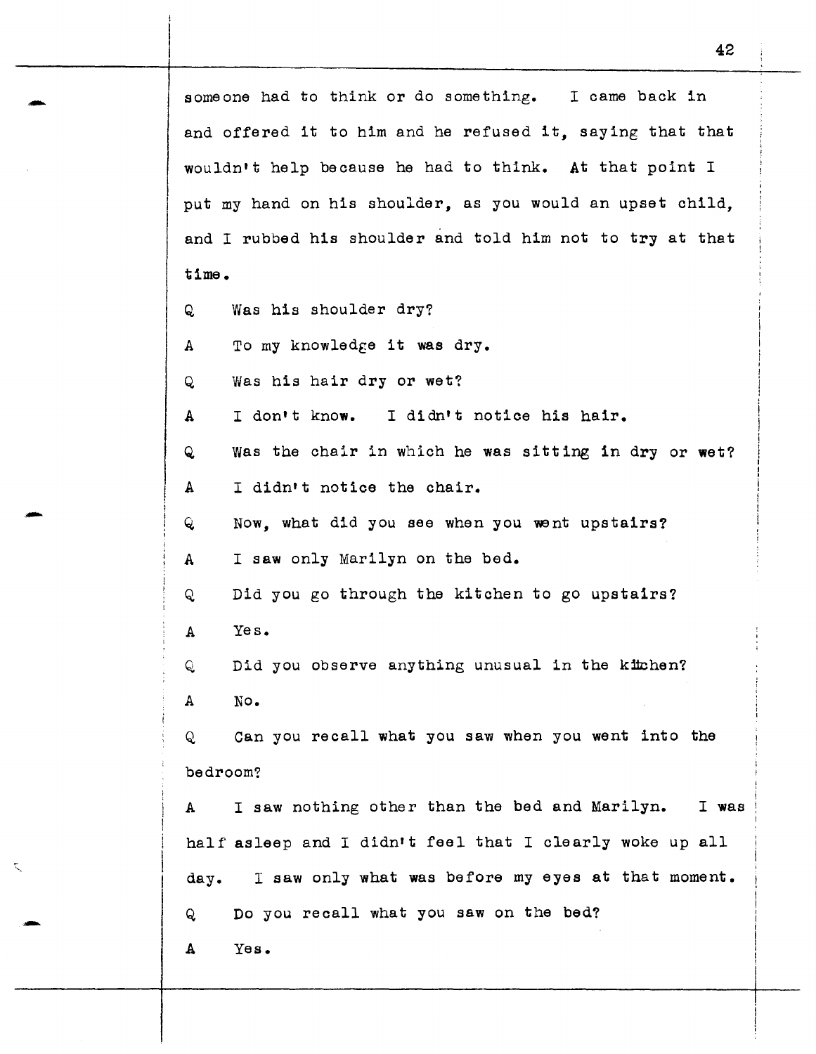someone had to think or do something. I came back in and offered it to him and he refused it, saying that that wouldn't help because he had to think. At that point I put my hand on his shoulder, as you would an upset child, and I rubbed his shoulder and told him not to try at that time.

Q Was his shoulder dry?

A To my knowledge it was dry.

Q Was his hair dry or wet?

A I don't know. I didn't notice his hair.

Q Was the chair in which he was sitting in dry or wet?

A I didn't notice the chair.

Q Now, what did you see when you went upstairs?

A I saw only Marilyn on the bed.

Q Did you go through the kitchen to go upstairs?

A Yes.

Q Did you observe anything unusual in the kitchen?

A No.

Q Can you recall what you saw when you went into the bedroom?

A I saw nothing other than the bed and Marilyn. I was half asleep and I didn't feel that I clearly woke up all day. I saw only what was before my eyes at that moment.

Q Do you recall what you saw on the bed?

A Yes.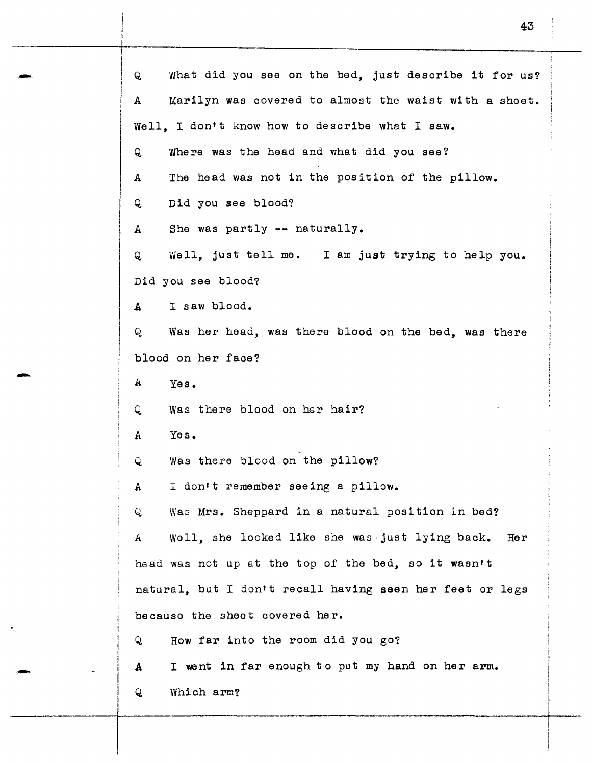Q What did you see on the bed, just describe it for us?

A Marilyn was covered to almost the waist with a sheet. Well, I don't know how to describe what I saw.

Q Where was the head and what did you see?

A The head was not in the position of the pillow.

Q Did you see blood?

A She was partly -- naturally.

Q Well, just tell me. I am just trying to help you. Did you see blood?

A I saw blood.

Q Was her head, was there blood on the bed, was there blood on her face?

A Yes.

Q Was there blood on her hair?

A Yes.

Q Was there blood on the pillow?

A I don't remember seeing a pillow.

Q Was Mrs. Sheppard in a natural position in bed?

A Well, she looked like she was just lying back. Her head was not up at the top of the bed, so it wasn't natural, but I don't recall having seen her feet or legs because the sheet covered her.

Q How far into the room did you go?

A I went in far enough to put my hand on her arm.

Q Which arm?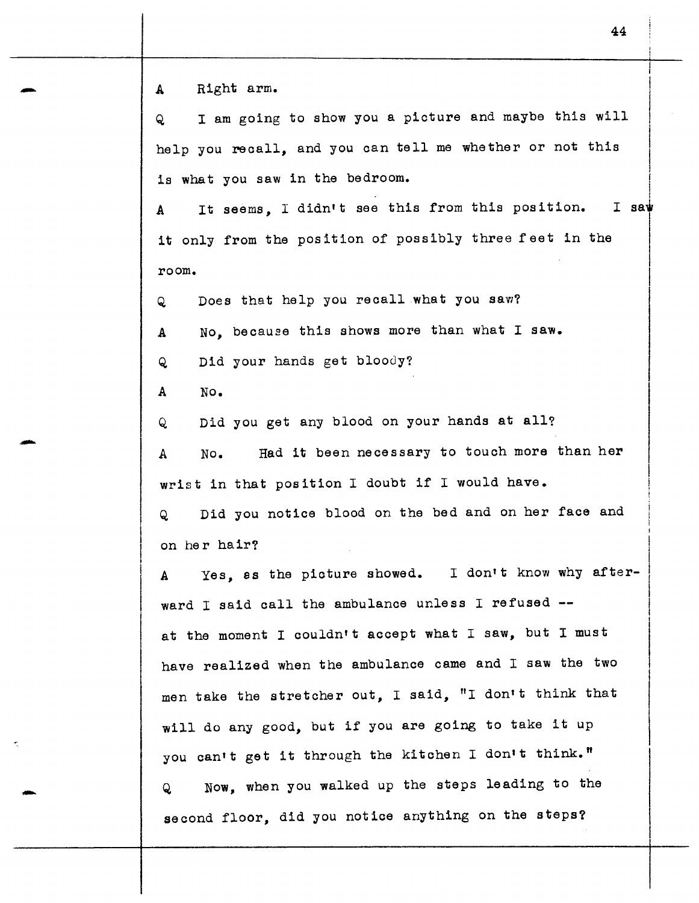A Right arm.

Q I am going to show you a picture and maybe this will help you recall, and you can tell me whether or not this is what you saw in the bedroom.

A It seems, I didn't see this from this position. I saw it only from the position of possibly three feet in the room.

Q Does that help you recall what you saw?

A No, because this shows more than what I saw.

Q Did your hands get bloody?

A No.

Q Did you get any blood on your hands at all?

A No. Had it been necessary to touch more than her wrist in that position I doubt if I would have.

Q Did you notice blood on the bed and on her face and on her hair?

A Yes, as the picture showed. I don't know why afterward I said call the ambulance unless I refused -- at the moment I couldn't accept what I saw, but I must have realized when the ambulance came and I saw the two men take the stretcher out, I said, "I don't think that will do any good, but if you are going to take it up you can't get it through the kitchen I don't think."

Q Now, when you walked up the steps leading to the second floor, did you notice anything on the steps?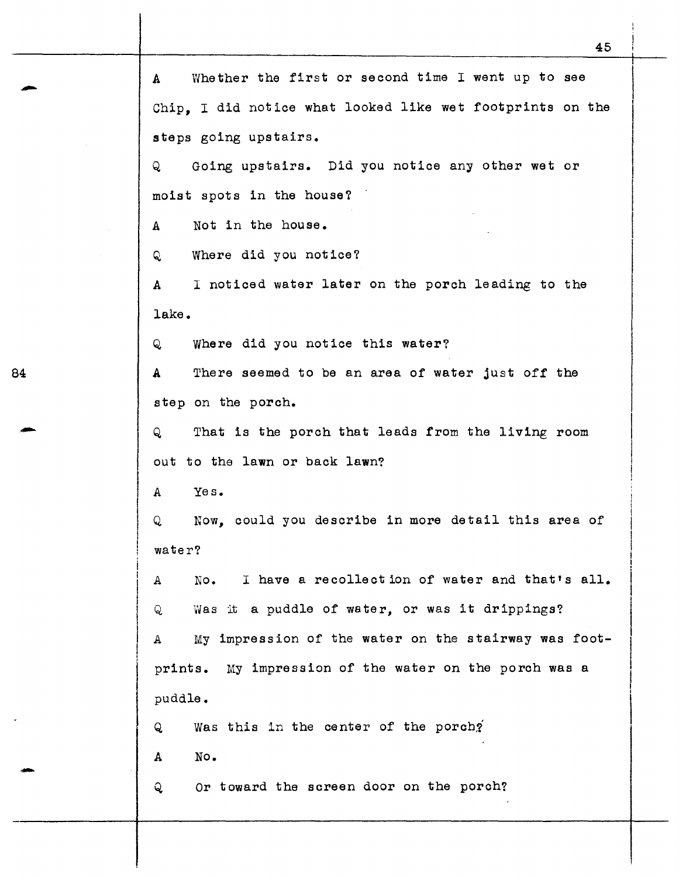A Whether the first or second time I went up to see Chip, I did notice what looked like wet footprints on the steps going upstairs.

Q Going upstairs. Did you notice any other wet or moist spots in the house?

A Not in the house.

Q Where did you notice?

A I noticed water later on the porch leading to the lake.

Q Where did you notice this water?

84

A There seemed to be an area of water just off the step on the porch.

Q That is the porch that leads from the living room out to the lawn or back lawn?

A Yes.

Q Now, could you describe in more detail this area of water?

A No. I have a recollection of water and that's all.

Q Was it a puddle of water, or was it drippings?

A My impression of the water on the stairway was footprints. My impression of the water on the porch was a puddle.

Q Was this in the center of the porch?

A No.

Q Or toward the screen door on the porch?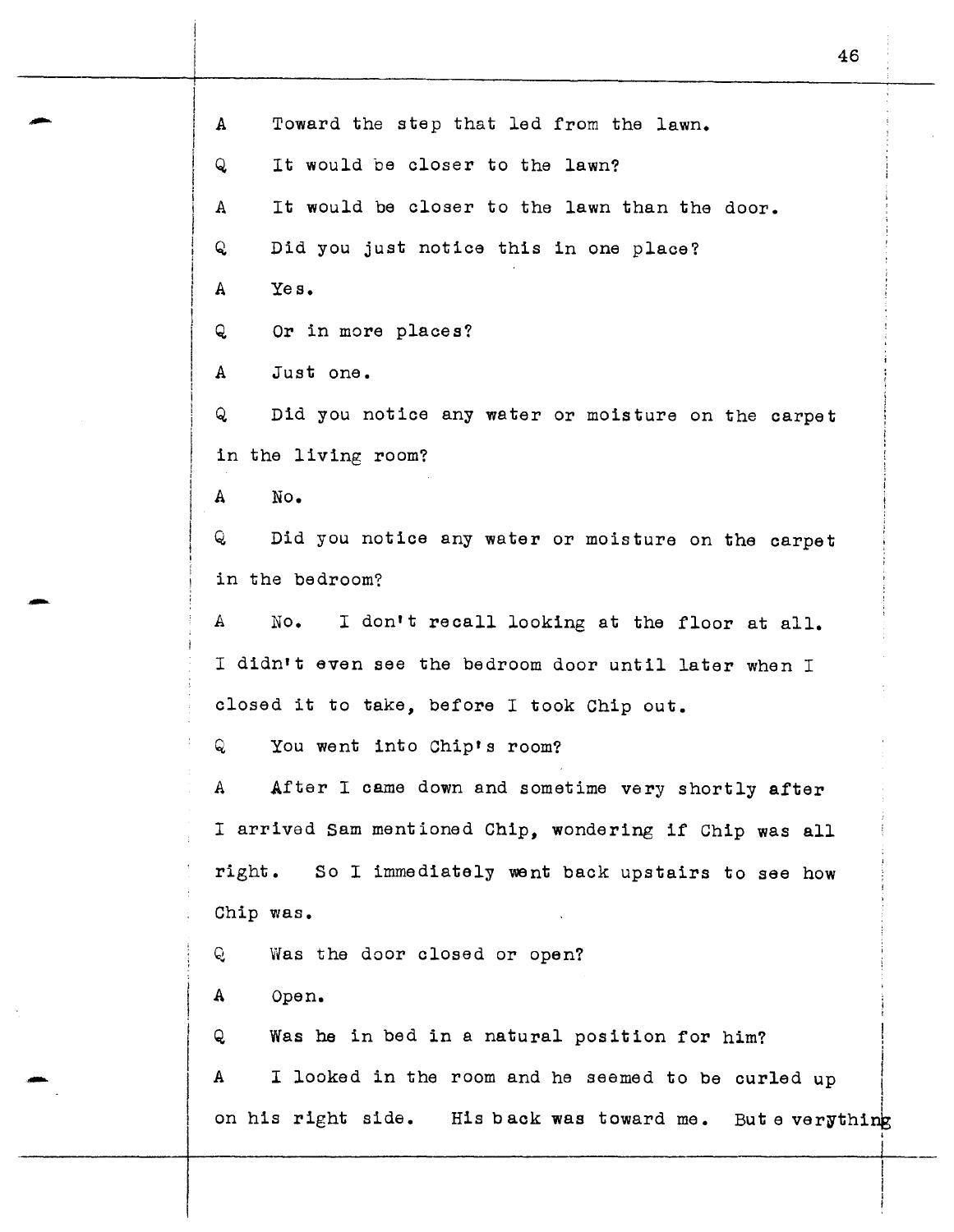A Toward the step that led from the lawn.

Q It would be closer to the lawn?

A It would be closer to the lawn than the door.

Q Did you just notice this in one place?

A Yes.

Q Or in more places?

A Just one.

Q Did you notice any water or moisture on the carpet in the living room?

A No.

Q Did you notice any water or moisture on the carpet in the bedroom?

A No. I don't recall looking at the floor at all. I didn't even see the bedroom door until later when I closed it to take, before I took Chip out.

Q You went into Chip's room?

A After I came down and sometime very shortly after I arrived Sam mentioned Chip, wondering if Chip was all right. So I immediately went back upstairs to see how Chip was.

Q Was the door closed or open?

A Open.

Q Was he in bed in a natural position for him?

A I looked in the room and he seemed to be curled up on his right side. His back was toward me. But everything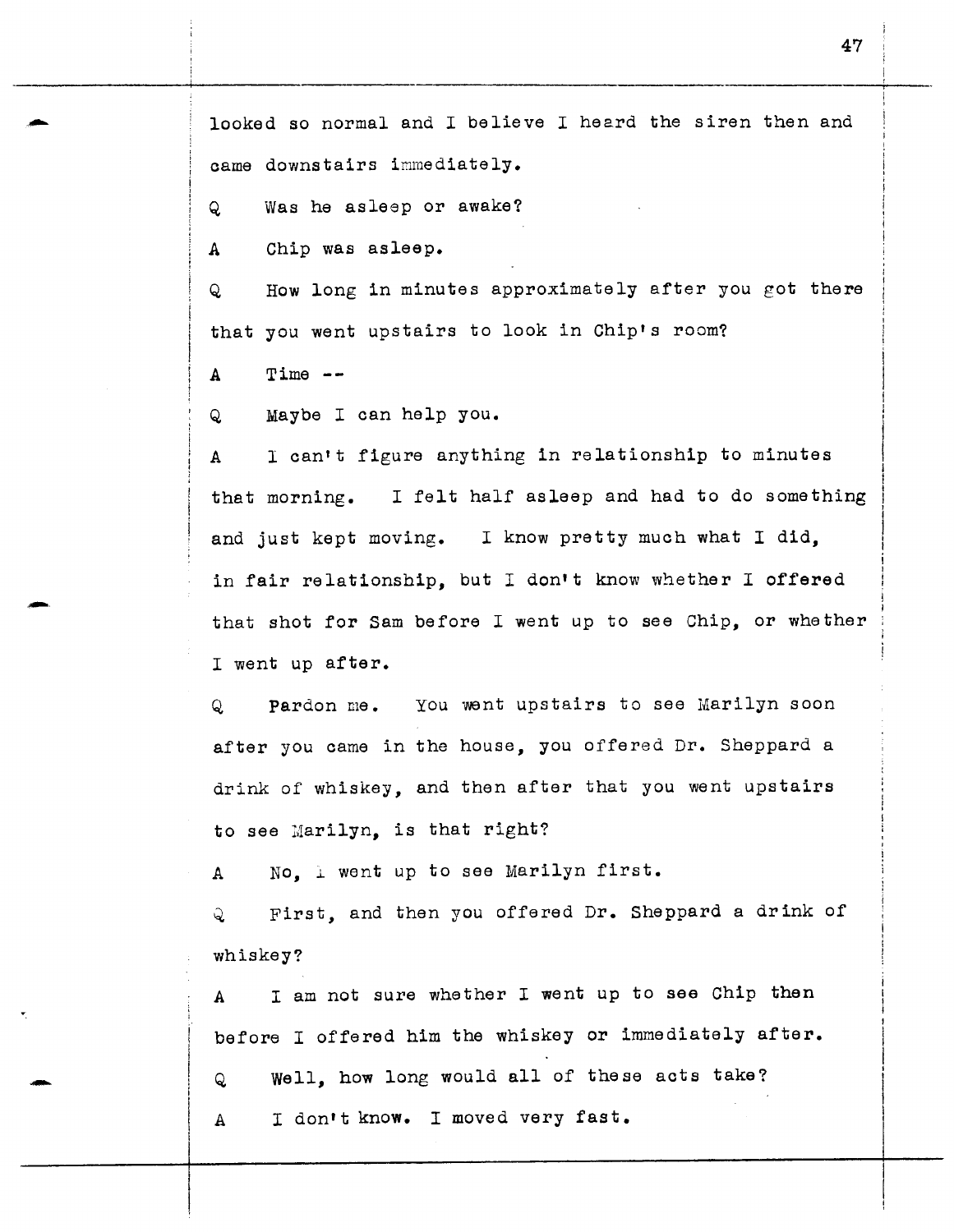looked so normal and I believe I heard the siren then and came downstairs immediately.

Q Was he asleep or awake?

A Chip was asleep.

Q How long in minutes approximately after you got there that you went upstairs to look in Chip's room?

A Time --

Q Maybe I can help you.

A I can't figure anything in relationship to minutes that morning. I felt half asleep and had to do something and just kept moving. I know pretty much what I did, in fair relationship, but I don't know whether I offered that shot for Sam before I went up to see Chip, or whether I went up after.

Q Pardon me. You went upstairs to see Marilyn soon after you came in the house, you offered Dr. Sheppard a drink of whiskey, and then after that you went upstairs to see Marilyn, is that right?

A No, I went up to see Marilyn first.

Q First, and then you offered Dr. Sheppard a drink of whiskey?

A I am not sure whether I went up to see Chip then before I offered him the whiskey or immediately after.

Q Well, how long would all of these acts take?

A I don't know. I moved very fast.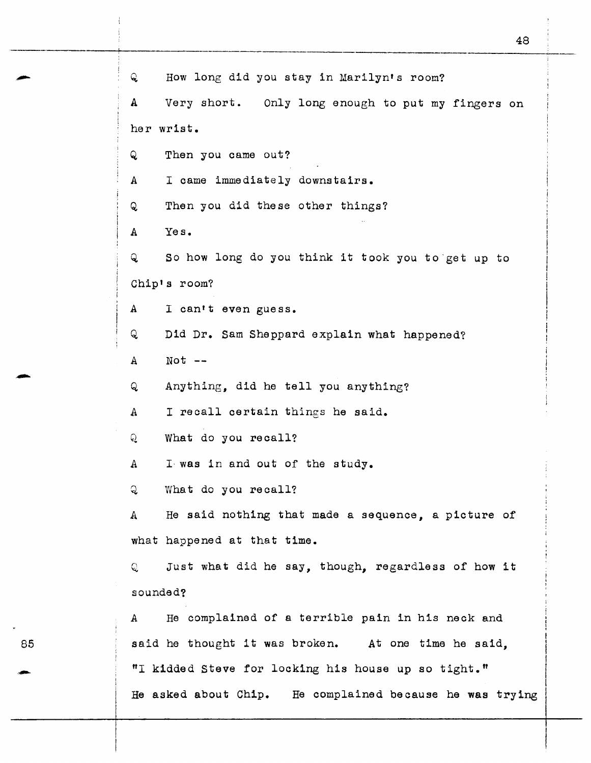Q How long did you stay in Marilyn's room?

A Very short. Only long enough to put my fingers on her wrist.

Q Then you came out?

A I came immediately downstairs.

Q Then you did these other things?

A Yes.

Q So how long do you think it took you to get up to Chip's room?

A I can't even guess.

Q Did Dr. Sam Sheppard explain what happened?

A Not --

Q Anything, did he tell you anything?

A I recall certain things he said.

Q What do you recall?

A I was in and out of the study.

Q What do you recall?

A He said nothing that made a sequence, a picture of what happened at that time.

Q Just what did he say, though, regardless of how it sounded?

A He complained of a terrible pain in his neck and said he thought it was broken. At one time he said, "I kidded Steve for locking his house up so tight." He asked about Chip. He complained because he was trying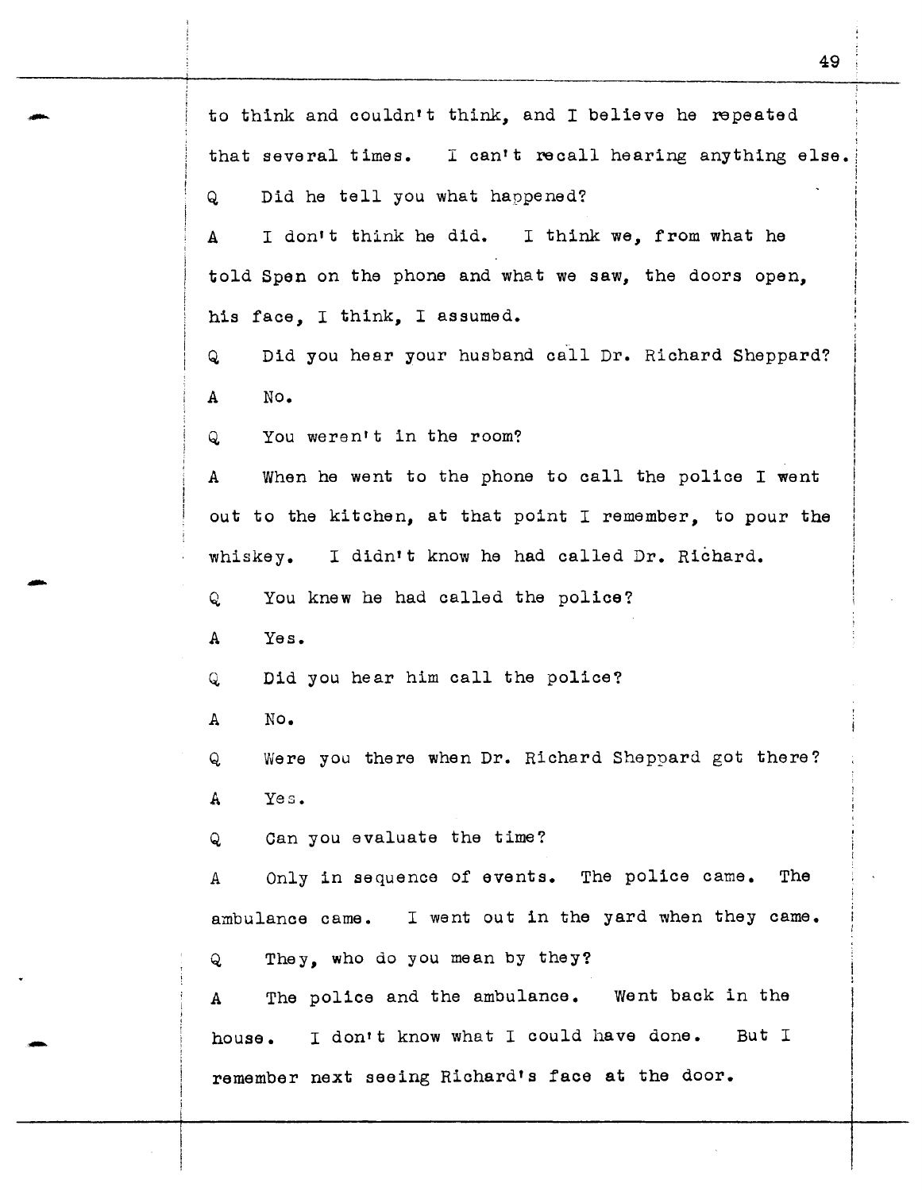to think and couldn't think, and I believe he repeated that several times. I can't recall hearing anything else.

Q Did he tell you what happened?

A I don't think he did. I think we, from what he told Spen on the phone and what we saw, the doors open, his face, I think, I assumed.

Q Did you hear your husband call Dr. Richard Sheppard?

A No.

Q You weren't in the room?

A When he went to the phone to call the police I went out to the kitchen, at that point I remember, to pour the whiskey. I didn't know he had called Dr. Richard.

Q You knew he had called the police?

A Yes.

Q Did you hear him call the police?

A No.

Q Were you there when Dr. Richard Sheppard got there?

A Yes.

Q Can you evaluate the time?

A Only in sequence of events. The police came. The ambulance came. I went out in the yard when they came.

Q They, who do you mean by they?

A The police and the ambulance. Went back in the house. I don't know what I could have done. But I remember next seeing Richard's face at the door.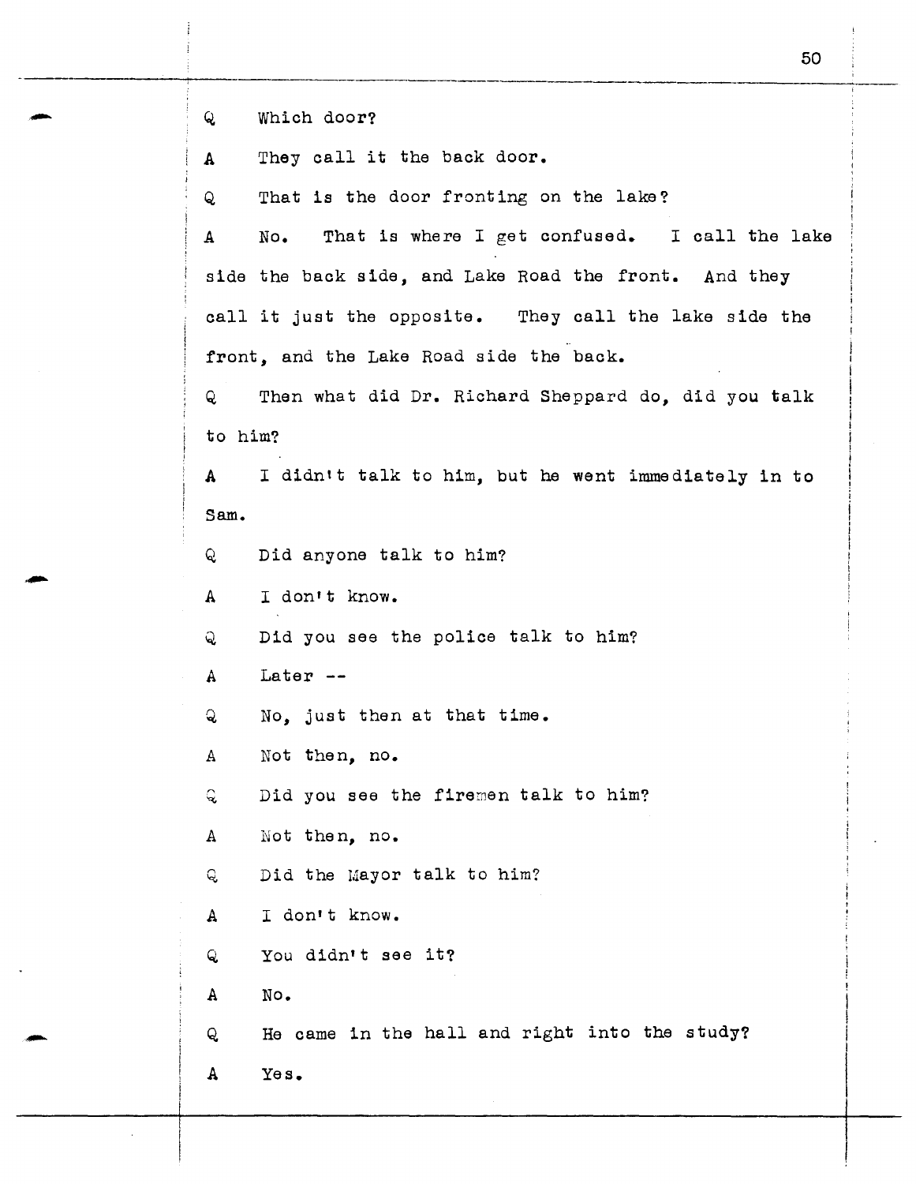Q Which door?

A They call it the back door.

Q That is the door fronting on the lake?

A No. That is where I get confused. I call the lake side the back side, and Lake Road the front. And they call it just the opposite. They call the lake side the front, and the Lake Road side the back.

Q Then what did Dr. Richard Sheppard do, did you talk to him?

A I didn't talk to him, but he went immediately in to Sam.

Q Did anyone talk to him?

A I don't know.

Q Did you see the police talk to him?

A Later --

Q No, just then at that time.

A Not then, no.

Q Did you see the firemen talk to him?

A Not then, no.

Q Did the Mayor talk to him?

A I don't know.

Q You didn't see it?

A No.

Q He came in the hall and right into the study?

A Yes.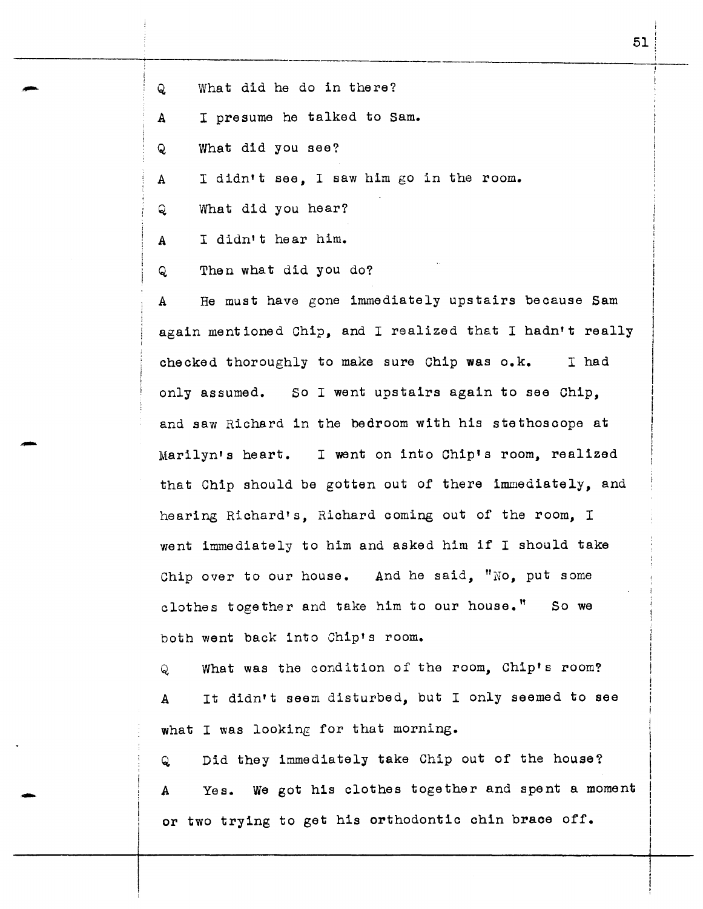Q What did he do in there?

A I presume he talked to Sam.

Q What did you see?

A I didn't see, I saw him go in the room.

Q What did you hear?

A I didn't hear him.

Q Then what did you do?

A He must have gone immediately upstairs because Sam again mentioned Chip, and I realized that I hadn't really checked thoroughly to make sure Chip was o.k. I had only assumed. So I went upstairs again to see Chip, and saw Richard in the bedroom with his stethoscope at Marilyn's heart. I went on into Chip's room, realized that Chip should be gotten out of there immediately, and hearing Richard's, Richard coming out of the room, I went immediately to him and asked him if I should take Chip over to our house. And he said, "No, put some clothes together and take him to our house." So we both went back into Chip's room.

Q What was the condition of the room, Chip's room?

A It didn't seem disturbed, but I only seemed to see what I was looking for that morning.

Q Did they immediately take Chip out of the house?

A Yes. We got his clothes together and spent a moment or two trying to get his orthodontic chin brace off.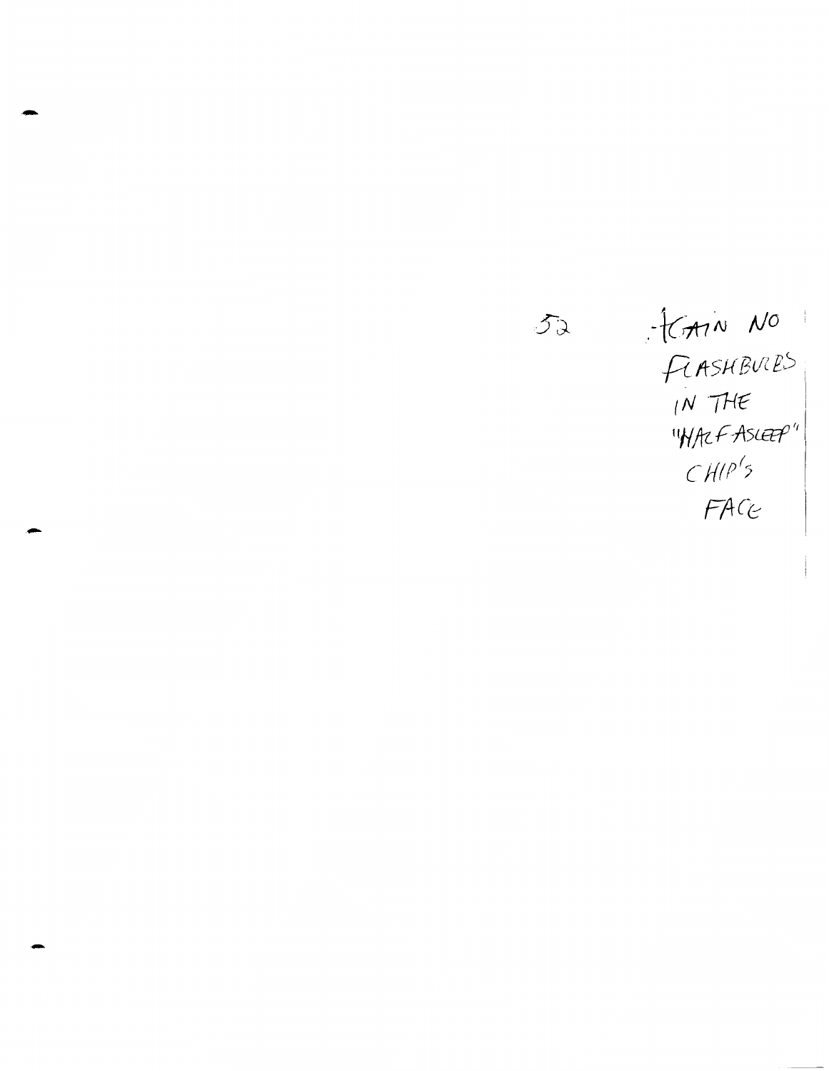52 AGAIN NO FLASHBULBS IN THE "HALF-ASLEEP" CHIP'S FACE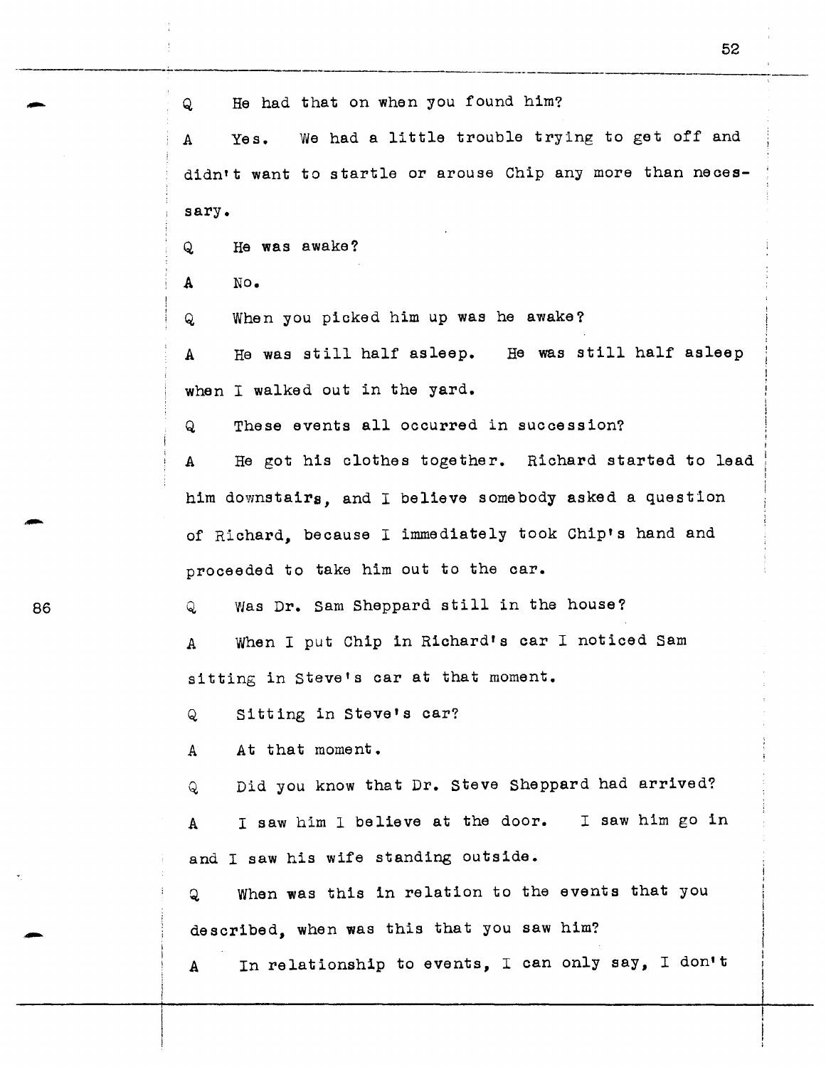Q He had that on when you found him?

A Yes. We had a little trouble trying to get off and didn't want to startle or arouse Chip any more than necessary.

Q He was awake?

A No.

Q When you picked him up was he awake?

A He was still half asleep. He was still half asleep when I walked out in the yard.

Q These events all occurred in succession?

A He got his clothes together. Richard started to lead him downstairs, and I believe somebody asked a question of Richard, because I immediately took Chip's hand and proceeded to take him out to the car.

86

Q Was Dr. Sam Sheppard still in the house?

A When I put Chip in Richard's car I noticed Sam sitting in Steve's car at that moment.

Q Sitting in Steve's car?

A At that moment.

Q Did you know that Dr. Steve Sheppard had arrived?

A I saw him I believe at the door. I saw him go in and I saw his wife standing outside.

Q When was this in relation to the events that you described, when was this that you saw him?

A In relationship to events, I can only say, I don't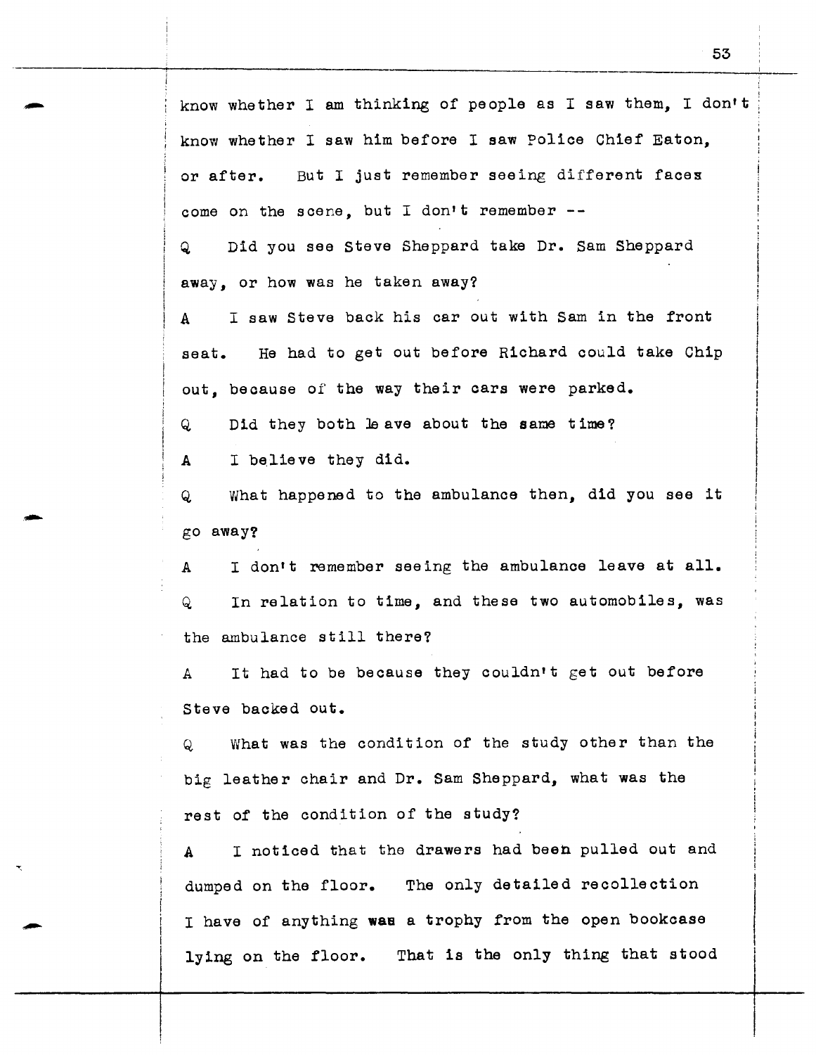know whether I am thinking of people as I saw them, I don't know whether I saw him before I saw Police Chief Eaton, or after. But I just remember seeing different faces come on the scene, but I don't remember --

Q Did you see Steve Sheppard take Dr. Sam Sheppard away, or how was he taken away?

A I saw Steve back his car out with Sam in the front seat. He had to get out before Richard could take Chip out, because of the way their cars were parked.

Q Did they both leave about the same time?

A I believe they did.

Q What happened to the ambulance then, did you see it go away?

A I don't remember seeing the ambulance leave at all.

Q In relation to time, and these two automobiles, was the ambulance still there?

A It had to be because they couldn't get out before Steve backed out.

Q What was the condition of the study other than the big leather chair and Dr. Sam Sheppard, what was the rest of the condition of the study?

A I noticed that the drawers had been pulled out and dumped on the floor. The only detailed recollection I have of anything was a trophy from the open bookcase lying on the floor. That is the only thing that stood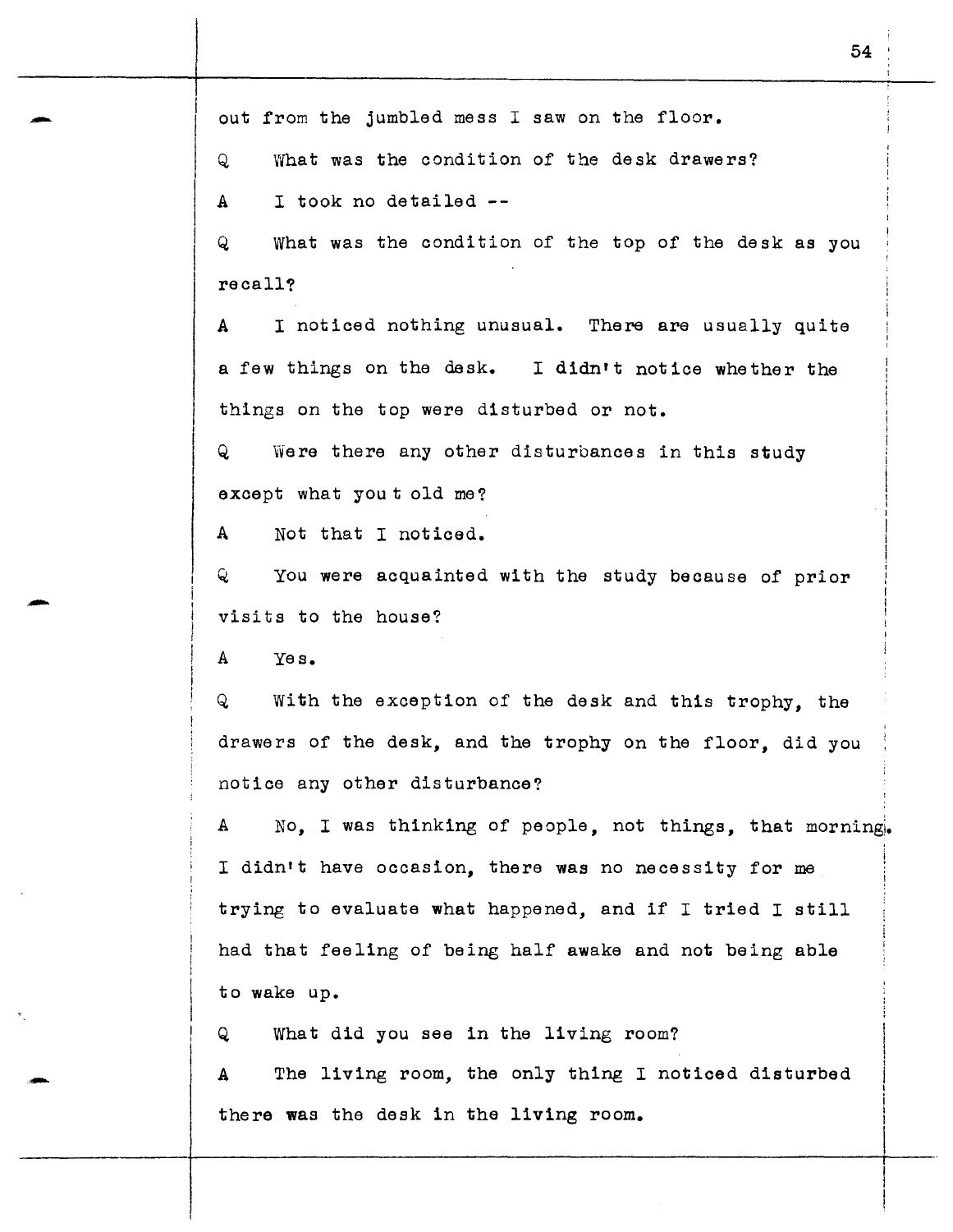out from the jumbled mess I saw on the floor.

Q What was the condition of the desk drawers?

A I took no detailed --

Q What was the condition of the top of the desk as you recall?

A I noticed nothing unusual. There are usually quite a few things on the desk. I didn't notice whether the things on the top were disturbed or not.

Q Were there any other disturbances in this study except what you t old me?

A Not that I noticed.

Q You were acquainted with the study because of prior visits to the house?

A Yes.

Q With the exception of the desk and this trophy, the drawers of the desk, and the trophy on the floor, did you notice any other disturbance?

A No, I was thinking of people, not things, that morning. I didn't have occasion, there was no necessity for me trying to evaluate what happened, and if I tried I still had that feeling of being half awake and not being able to wake up.

Q What did you see in the living room?

A The living room, the only thing I noticed disturbed there was the desk in the living room.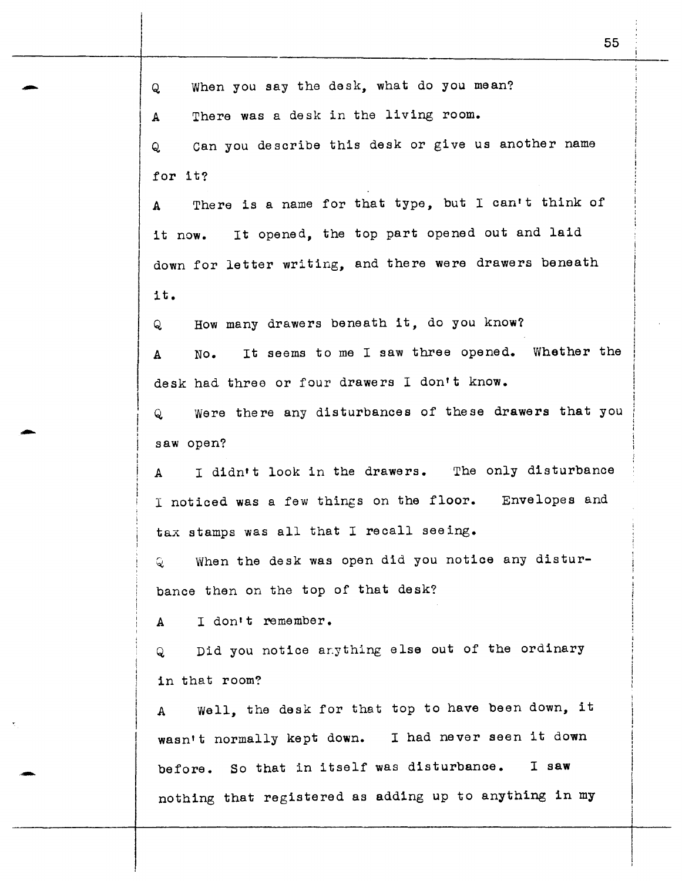Q When you say the desk, what do you mean?

A There was a desk in the living room.

Q Can you describe this desk or give us another name for it?

A There is a name for that type, but I can't think of it now. It opened, the top part opened out and laid down for letter writing, and there were drawers beneath it.

Q How many drawers beneath it, do you know?

A No. It seems to me I saw three opened. Whether the desk had three or four drawers I don't know.

Q Were there any disturbances of these drawers that you saw open?

A I didn't look in the drawers. The only disturbance I noticed was a few things on the floor. Envelopes and tax stamps was all that I recall seeing.

Q When the desk was open did you notice any disturbance then on the top of that desk?

A I don't remember.

Q Did you notice anything else out of the ordinary in that room?

A Well, the desk for that top to have been down, it wasn't normally kept down. I had never seen it down before. So that in itself was disturbance. I saw nothing that registered as adding up to anything in my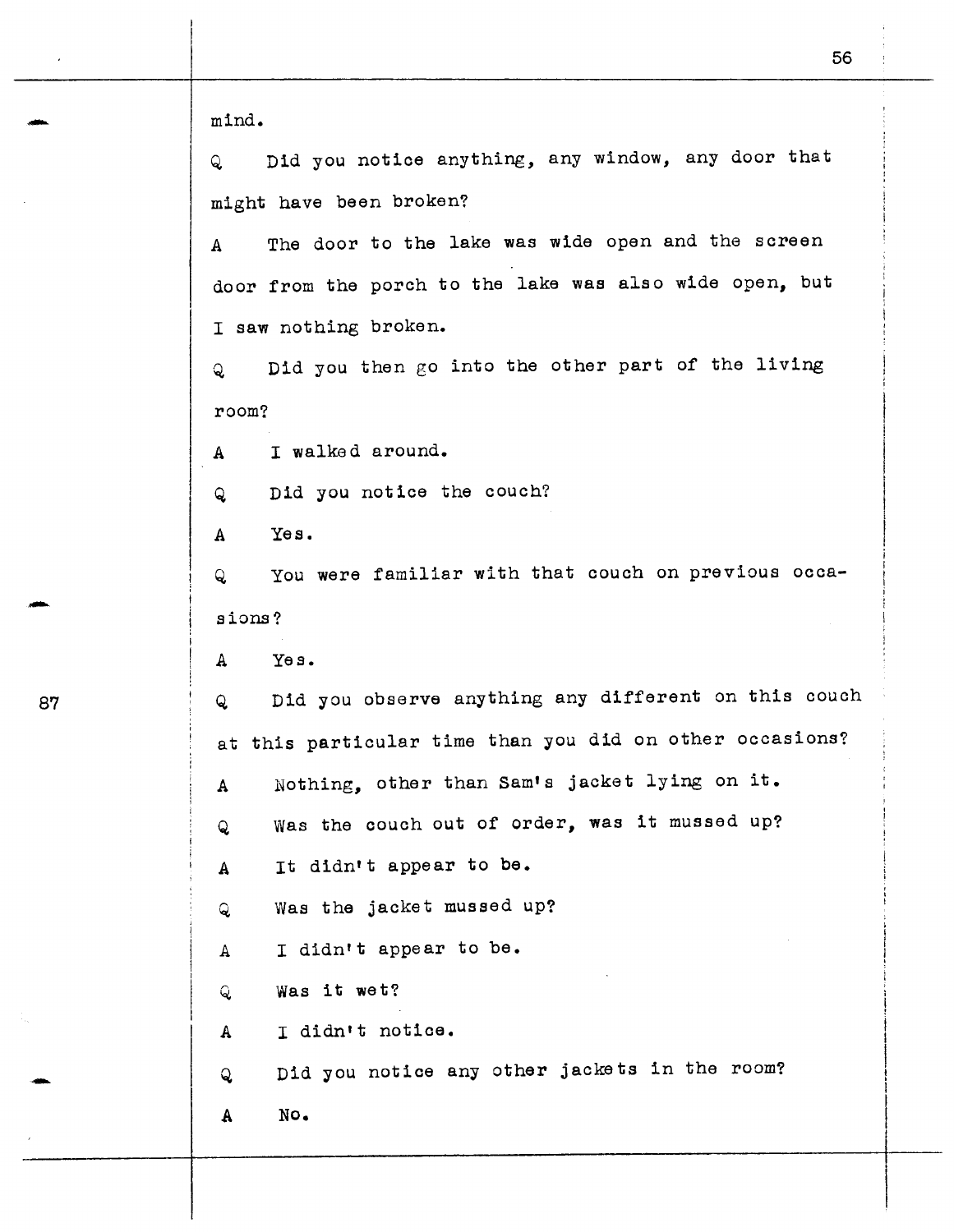mind.

Q Did you notice anything, any window, any door that might have been broken?

A The door to the lake was wide open and the screen door from the porch to the lake was also wide open, but I saw nothing broken.

Q Did you then go into the other part of the living room?

A I walked around.

Q Did you notice the couch?

A Yes.

Q You were familiar with that couch on previous occasions?

A Yes.

Q Did you observe anything any different on this couch at this particular time than you did on other occasions?

A Nothing, other than Sam's jacket lying on it.

Q Was the couch out of order, was it mussed up?

A It didn't appear to be.

Q Was the jacket mussed up?

A I didn't appear to be.

Q Was it wet?

A I didn't notice.

Q Did you notice any other jackets in the room?

A No.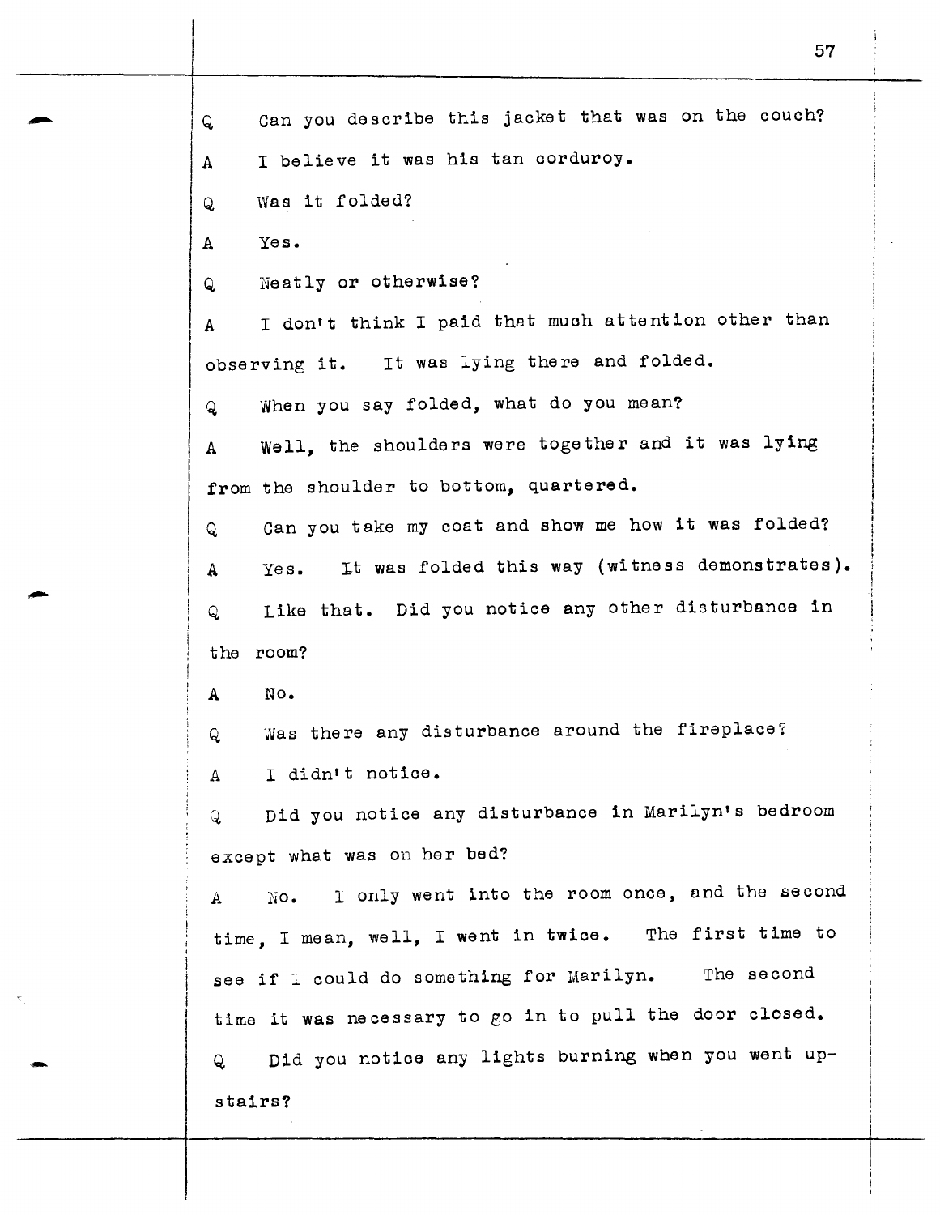Q Can you describe this jacket that was on the couch?

A I believe it was his tan corduroy.

Q Was it folded?

A Yes.

Q Neatly or otherwise?

A I don't think I paid that much attention other than observing it. It was lying there and folded.

Q When you say folded, what do you mean?

A Well, the shoulders were together and it was lying from the shoulder to bottom, quartered.

Q Can you take my coat and show me how it was folded?

A Yes. It was folded this way (witness demonstrates).

Q Like that. Did you notice any other disturbance in the room?

A No.

Q Was there any disturbance around the fireplace?

A I didn't notice.

Q Did you notice any disturbance in Marilyn's bedroom except what was on her bed?

A No. I only went into the room once, and the second time, I mean, well, I went in twice. The first time to see if I could do something for Marilyn. The second time it was necessary to go in to pull the door closed.

Q Did you notice any lights burning when you went upstairs?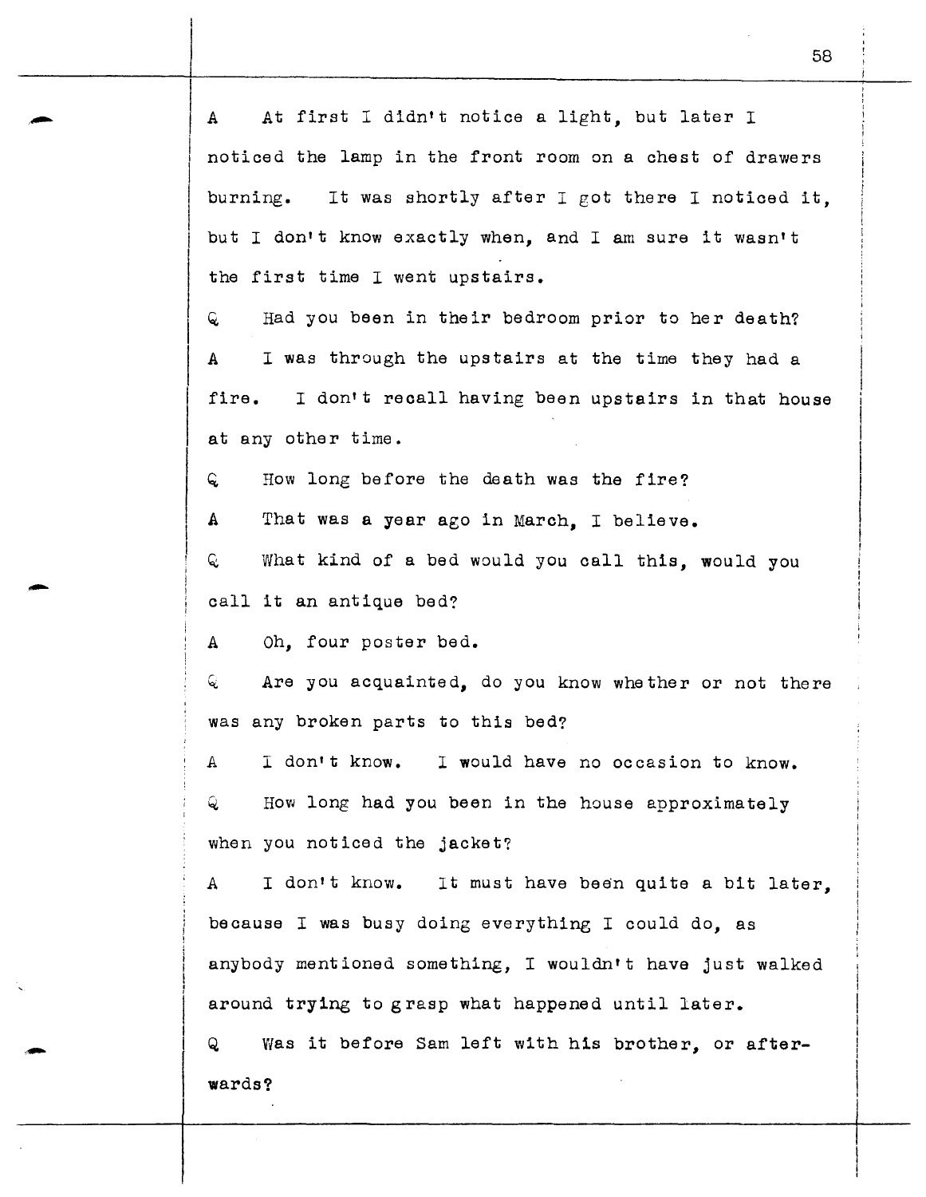A At first I didn't notice a light, but later I noticed the lamp in the front room on a chest of drawers burning. It was shortly after I got there I noticed it, but I don't know exactly when, and I am sure it wasn't the first time I went upstairs.

Q Had you been in their bedroom prior to her death?

A I was through the upstairs at the time they had a fire. I don't recall having been upstairs in that house at any other time.

Q How long before the death was the fire?

A That was a year ago in March, I believe.

Q What kind of a bed would you call this, would you call it an antique bed?

A Oh, four poster bed.

Q Are you acquainted, do you know whether or not there was any broken parts to this bed?

A I don't know. I would have no occasion to know.

Q How long had you been in the house approximately when you noticed the jacket?

A I don't know. It must have been quite a bit later, because I was busy doing everything I could do, as anybody mentioned something, I wouldn't have just walked around trying to grasp what happened until later.

Q Was it before Sam left with his brother, or afterwards?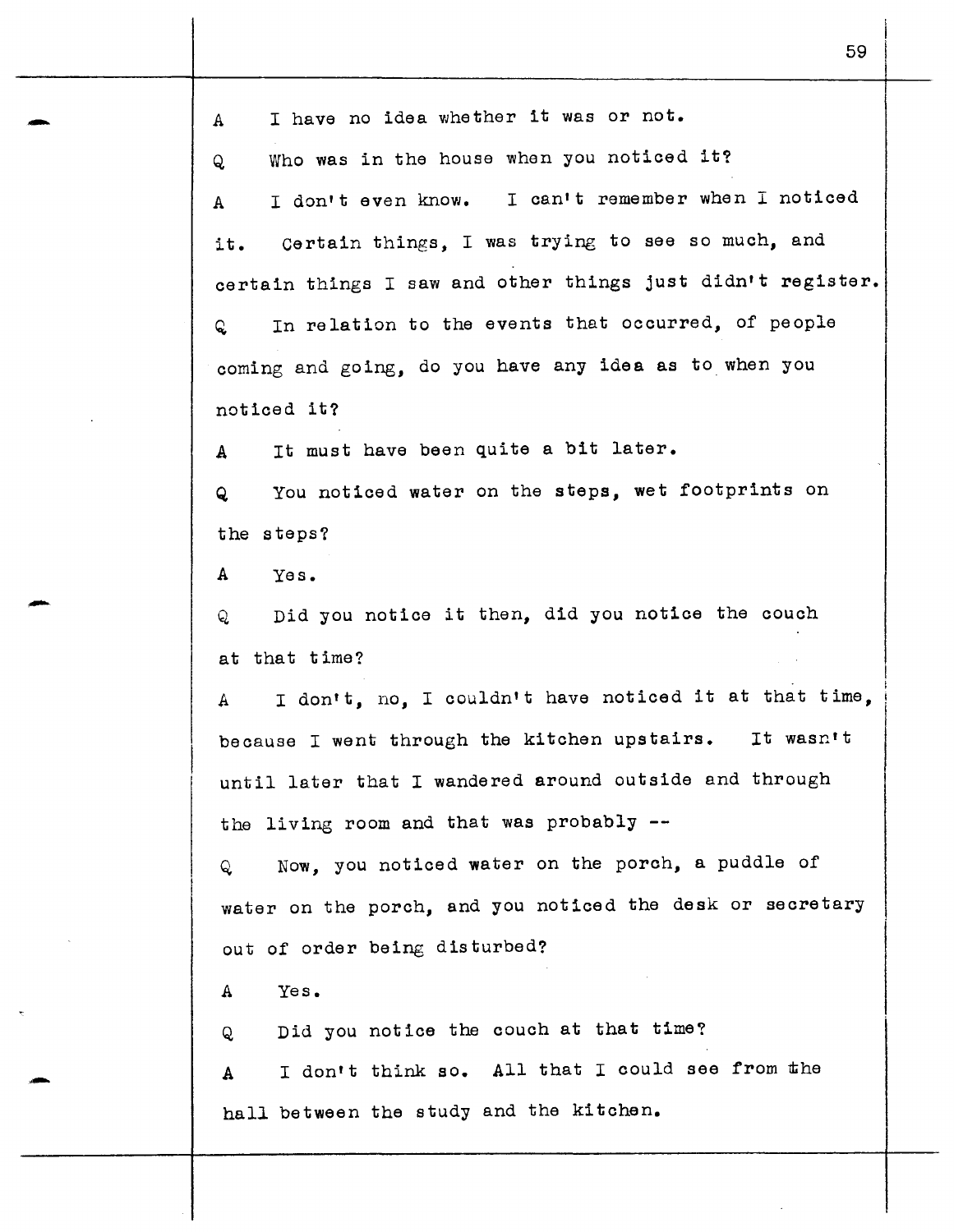A I have no idea whether it was or not.

Q Who was in the house when you noticed it?

A I don't even know. I can't remember when I noticed it. Certain things, I was trying to see so much, and certain things I saw and other things just didn't register.

Q In relation to the events that occurred, of people coming and going, do you have any idea as to when you noticed it?

A It must have been quite a bit later.

Q You noticed water on the steps, wet footprints on the steps?

A Yes.

Q Did you notice it then, did you notice the couch at that time?

A I don't, no, I couldn't have noticed it at that time, because I went through the kitchen upstairs. It wasn't until later that I wandered around outside and through the living room and that was probably --

Q Now, you noticed water on the porch, a puddle of water on the porch, and you noticed the desk or secretary out of order being disturbed?

A Yes.

Q Did you notice the couch at that time?

A I don't think so. All that I could see from the hall between the study and the kitchen.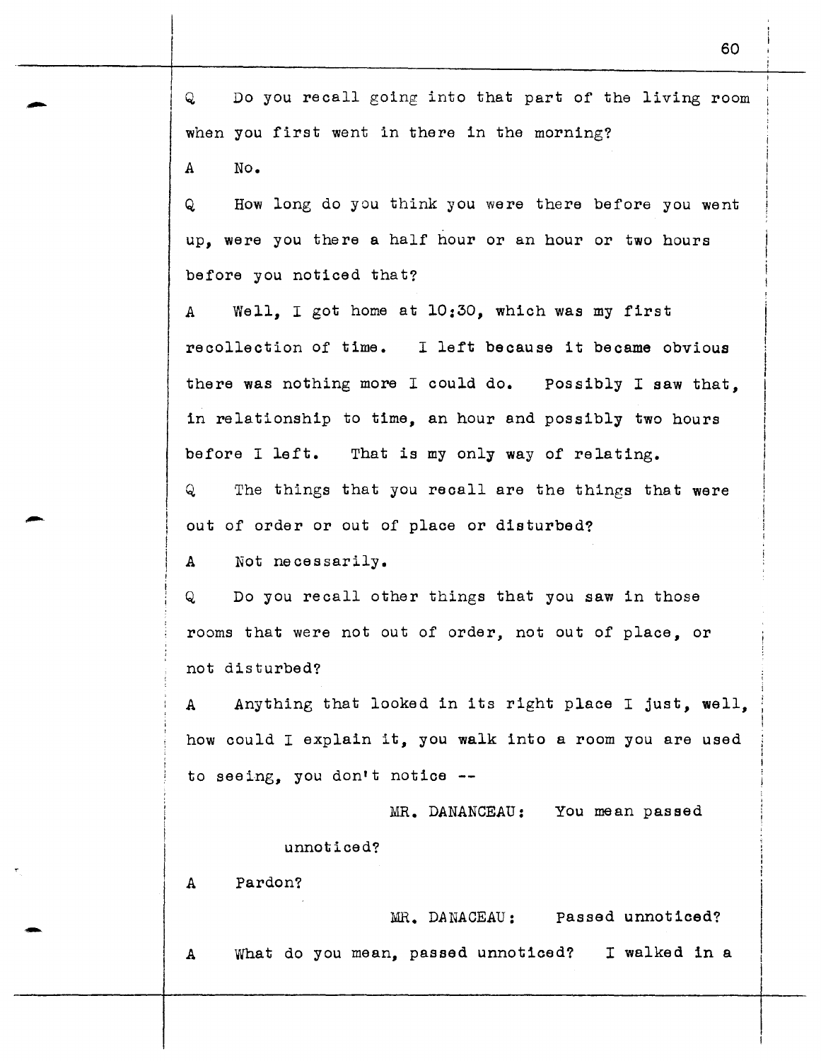Q Do you recall going into that part of the living room when you first went in there in the morning?

A No.

Q How long do you think you were there before you went up, were you there a half hour or an hour or two hours before you noticed that?

A Well, I got home at 10:30, which was my first recollection of time. I left because it became obvious there was nothing more I could do. Possibly I saw that, in relationship to time, an hour and possibly two hours before I left. That is my only way of relating.

Q The things that you recall are the things that were out of order or out of place or disturbed?

A Not necessarily.

Q Do you recall other things that you saw in those rooms that were not out of order, not out of place, or not disturbed?

A Anything that looked in its right place I just, well, how could I explain it, you walk into a room you are used to seeing, you don't notice --

MR. DANANCEAU: You mean passed unnoticed?

A Pardon?

MR. DANACEAU: Passed unnoticed?

A What do you mean, passed unnoticed? I walked in a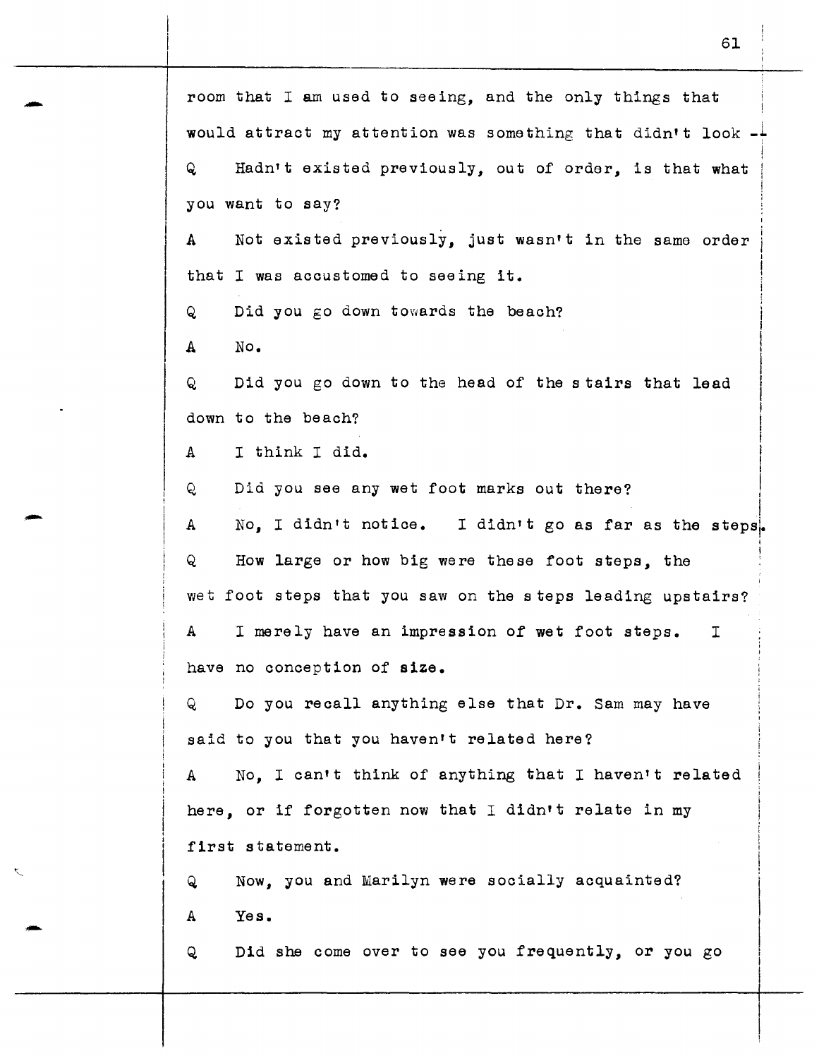room that I am used to seeing, and the only things that would attract my attention was something that didn't look --

Q Hadn't existed previously, out of order, is that what you want to say?

A Not existed previously, just wasn't in the same order that I was accustomed to seeing it.

Q Did you go down towards the beach?

A No.

Q Did you go down to the head of the stairs that lead down to the beach?

A I think I did.

Q Did you see any wet foot marks out there?

A No, I didn't notice. I didn't go as far as the steps.

Q How large or how big were these foot steps, the wet foot steps that you saw on the steps leading upstairs?

A I merely have an impression of wet foot steps. I have no conception of size.

Q Do you recall anything else that Dr. Sam may have said to you that you haven't related here?

A No, I can't think of anything that I haven't related here, or if forgotten now that I didn't relate in my first statement.

Q Now, you and Marilyn were socially acquainted?

A Yes.

Q Did she come over to see you frequently, or you go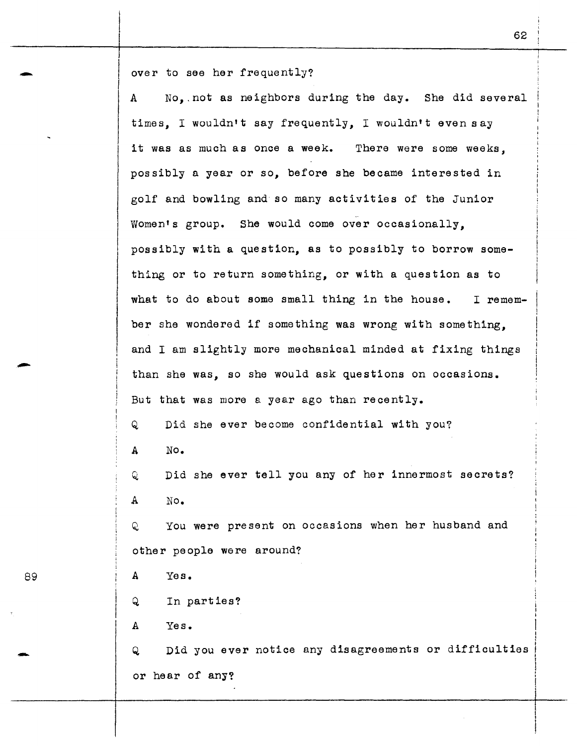over to see her frequently?

A No, not as neighbors during the day. She did several times, I wouldn't say frequently, I wouldn't even say it was as much as once a week. There were some weeks, possibly a year or so, before she became interested in golf and bowling and so many activities of the Junior Women's group. She would come over occasionally, possibly with a question, as to possibly to borrow something or to return something, or with a question as to what to do about some small thing in the house. I remember she wondered if something was wrong with something, and I am slightly more mechanical minded at fixing things than she was, so she would ask questions on occasions. But that was more a year ago than recently.

Q Did she ever become confidential with you?

A No.

Q Did she ever tell you any of her innermost secrets?

A No.

Q You were present on occasions when her husband and other people were around?

A Yes.

Q In parties?

A Yes.

Q Did you ever notice any disagreements or difficulties or hear of any?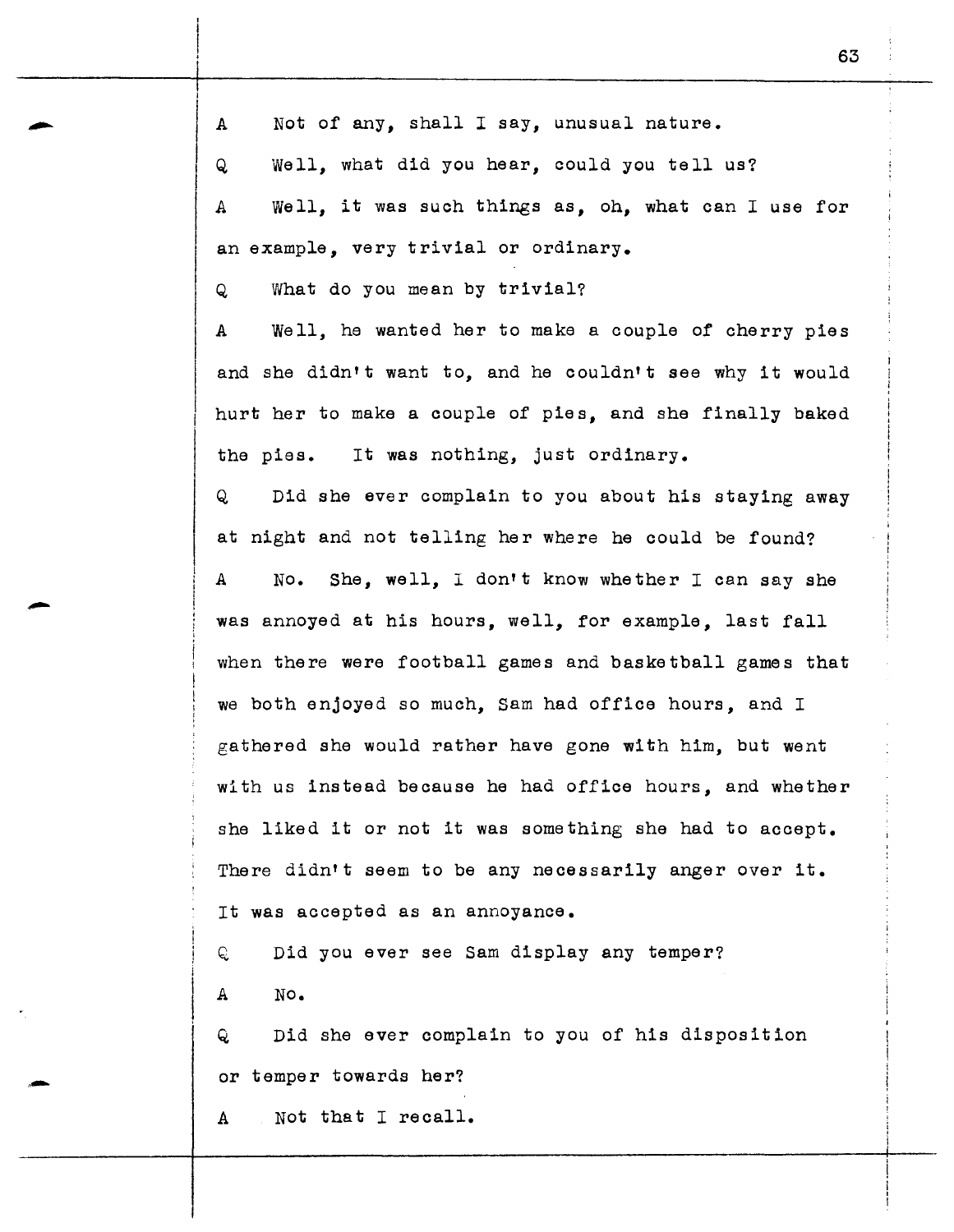A Not of any, shall I say, unusual nature.

Q Well, what did you hear, could you tell us?

A Well, it was such things as, oh, what can I use for an example, very trivial or ordinary.

Q What do you mean by trivial?

A Well, he wanted her to make a couple of cherry pies and she didn't want to, and he couldn't see why it would hurt her to make a couple of pies, and she finally baked the pies. It was nothing, just ordinary.

Q Did she ever complain to you about his staying away at night and not telling her where he could be found?

A No. She, well, I don't know whether I can say she was annoyed at his hours, well, for example, last fall when there were football games and basketball games that we both enjoyed so much, Sam had office hours, and I gathered she would rather have gone with him, but went with us instead because he had office hours, and whether she liked it or not it was something she had to accept. There didn't seem to be any necessarily anger over it. It was accepted as an annoyance.

Q Did you ever see Sam display any temper?

A No.

Q Did she ever complain to you of his disposition or temper towards her?

A Not that I recall.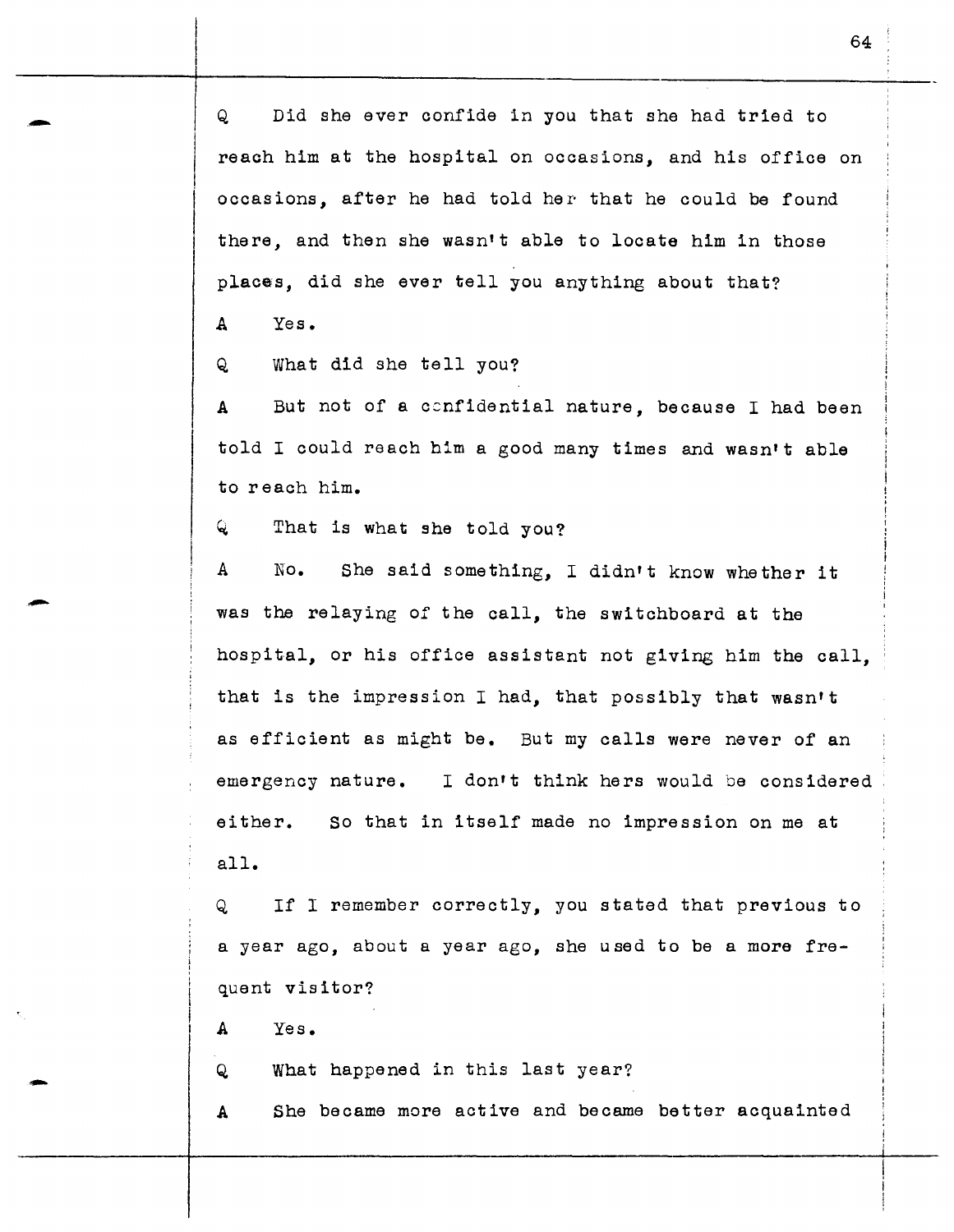Q Did she ever confide in you that she had tried to reach him at the hospital on occasions, and his office on occasions, after he had told her that he could be found there, and then she wasn't able to locate him in those places, did she ever tell you anything about that?

A Yes.

Q What did she tell you?

A But not of a confidential nature, because I had been told I could reach him a good many times and wasn't able to reach him.

Q That is what she told you?

A No. She said something, I didn't know whether it was the relaying of the call, the switchboard at the hospital, or his office assistant not giving him the call, that is the impression I had, that possibly that wasn't as efficient as might be. But my calls were never of an emergency nature. I don't think hers would be considered either. So that in itself made no impression on me at all.

Q If I remember correctly, you stated that previous to a year ago, about a year ago, she used to be a more frequent visitor?

A Yes.

Q What happened in this last year?

A She became more active and became better acquainted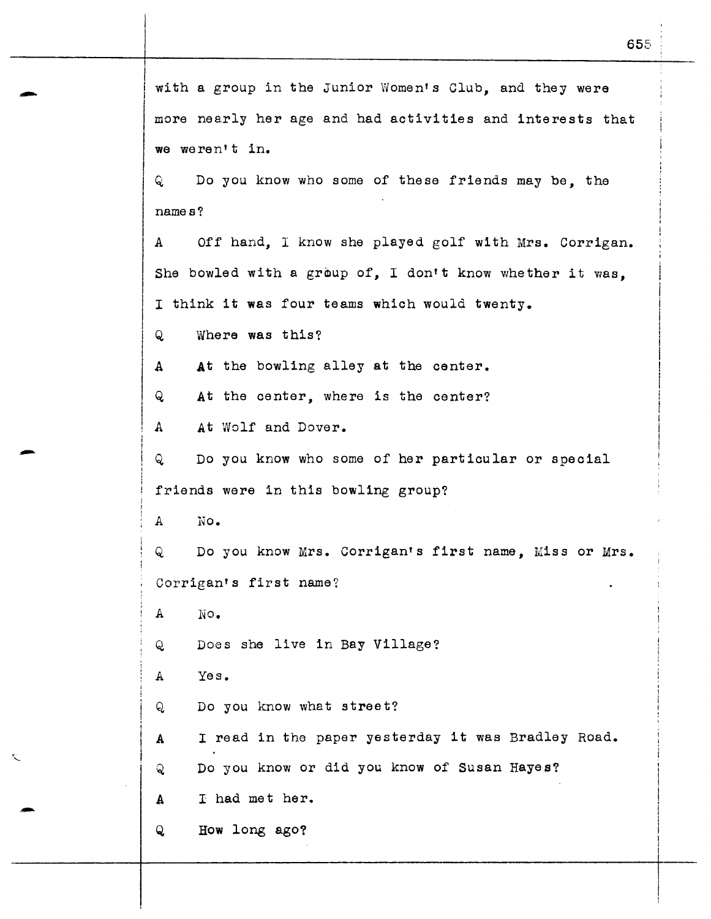with a group in the Junior Women's Club, and they were more nearly her age and had activities and interests that we weren't in.

Q Do you know who some of these friends may be, the names?

A Off hand, I know she played golf with Mrs. Corrigan. She bowled with a group of, I don't know whether it was, I think it was four teams which would twenty.

Q Where was this?

A At the bowling alley at the center.

Q At the center, where is the center?

A At Wolf and Dover.

Q Do you know who some of her particular or special friends were in this bowling group?

A No.

Q Do you know Mrs. Corrigan's first name, Miss or Mrs. Corrigan's first name?

A No.

Q Does she live in Bay Village?

A Yes.

Q Do you know what street?

A I read in the paper yesterday it was Bradley Road.

Q Do you know or did you know of Susan Hayes?

A I had met her.

Q How long ago?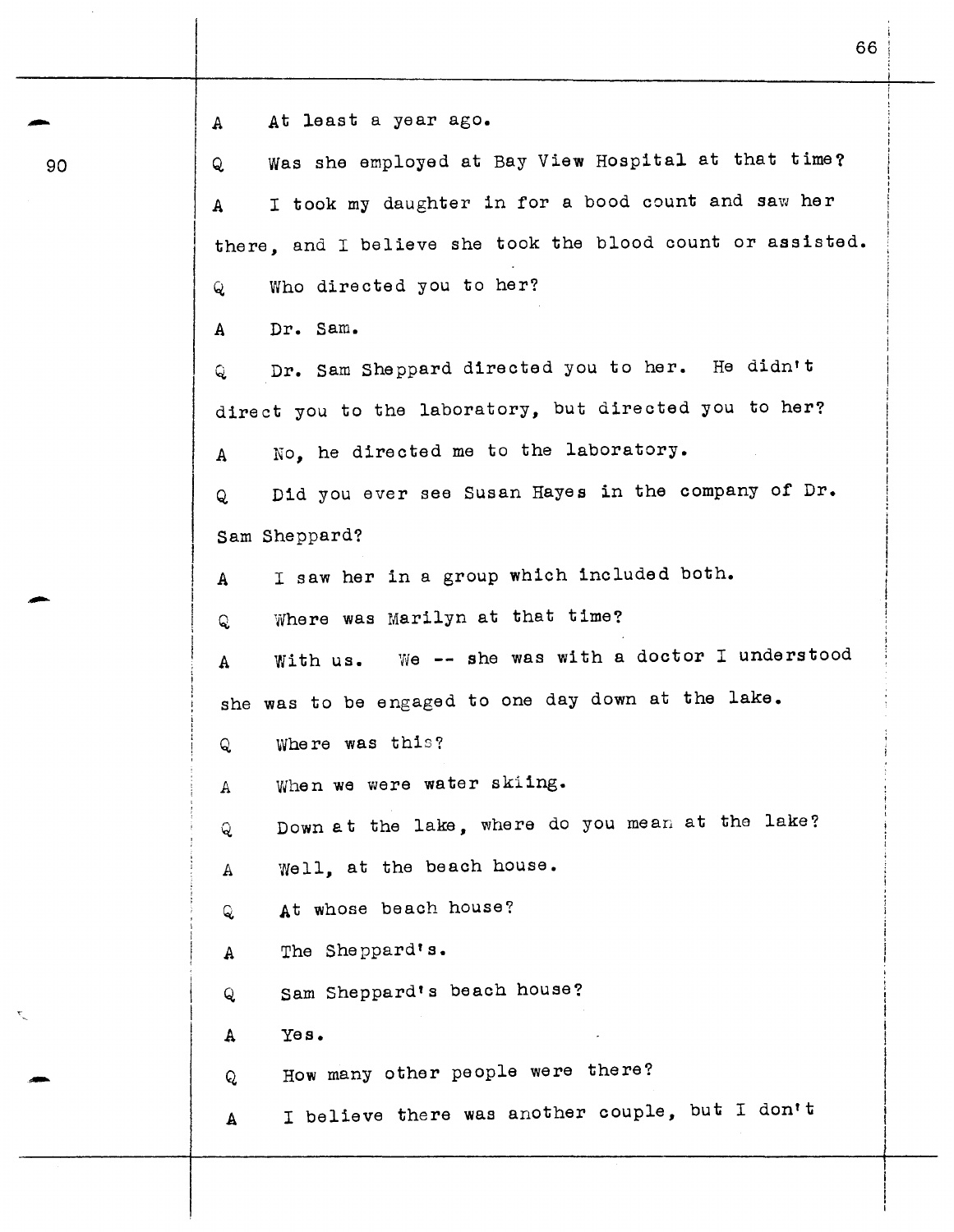A At least a year ago.

Q Was she employed at Bay View Hospital at that time?

A I took my daughter in for a bood count and saw her there, and I believe she took the blood count or assisted.

Q Who directed you to her?

A Dr. Sam.

Q Dr. Sam Sheppard directed you to her. He didn't direct you to the laboratory, but directed you to her?

A No, he directed me to the laboratory.

Q Did you ever see Susan Hayes in the company of Dr. Sam Sheppard?

A I saw her in a group which included both.

Q Where was Marilyn at that time?

A With us. We -- she was with a doctor I understood she was to be engaged to one day down at the lake.

Q Where was this?

A When we were water skiing.

Q Down at the lake, where do you mean at the lake?

A Well, at the beach house.

Q At whose beach house?

A The Sheppard's.

Q Sam Sheppard's beach house?

A Yes.

Q How many other people were there?

A I believe there was another couple, but I don't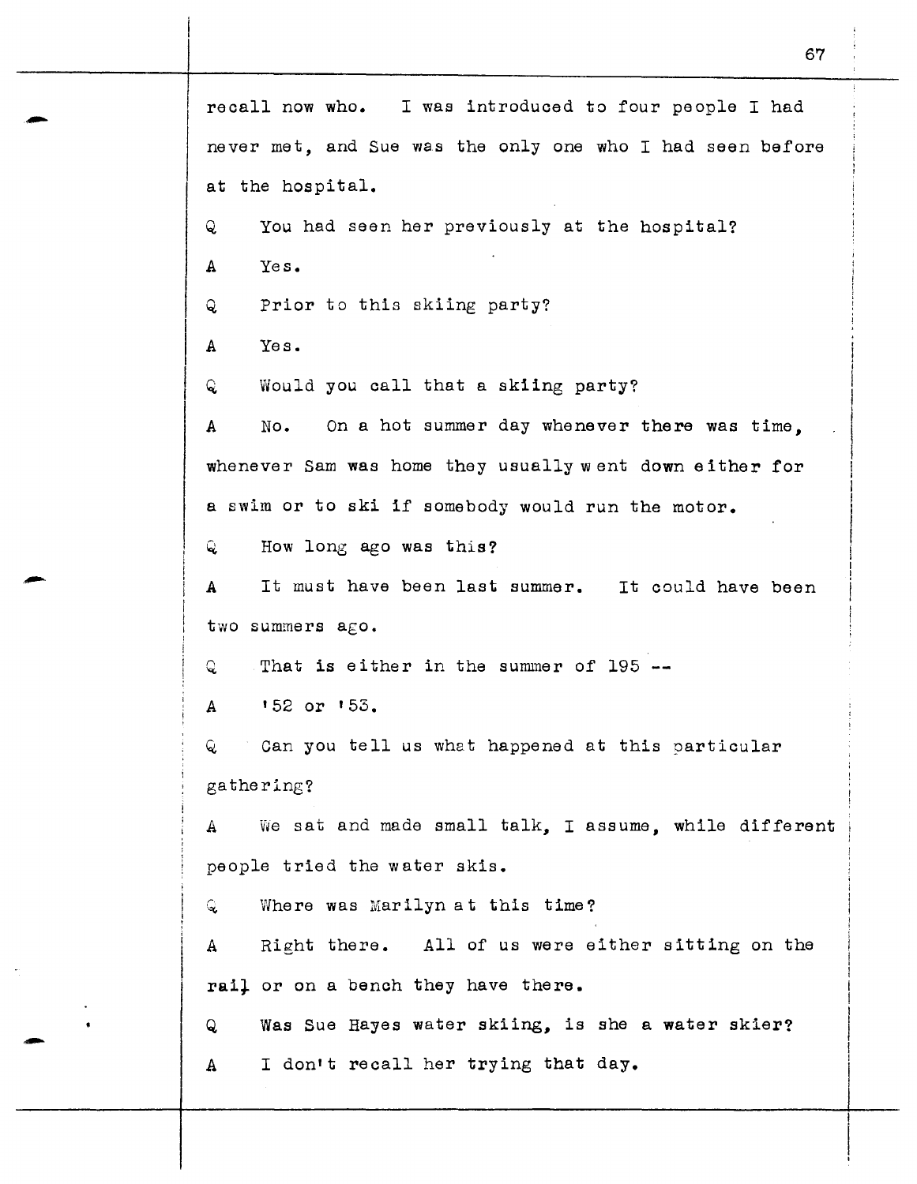recall now who. I was introduced to four people I had never met, and Sue was the only one who I had seen before at the hospital.

Q You had seen her previously at the hospital?

A Yes.

Q Prior to this skiing party?

A Yes.

Q Would you call that a skiing party?

A No. On a hot summer day whenever there was time, whenever Sam was home they usually went down either for a swim or to ski if somebody would run the motor.

Q How long ago was this?

A It must have been last summer. It could have been two summers ago.

Q That is either in the summer of 195 --

A '52 or '53.

Q Can you tell us what happened at this particular gathering?

A We sat and made small talk, I assume, while different people tried the water skis.

Q Where was Marilyn at this time?

A Right there. All of us were either sitting on the rail or on a bench they have there.

Q Was Sue Hayes water skiing, is she a water skier?

A I don't recall her trying that day.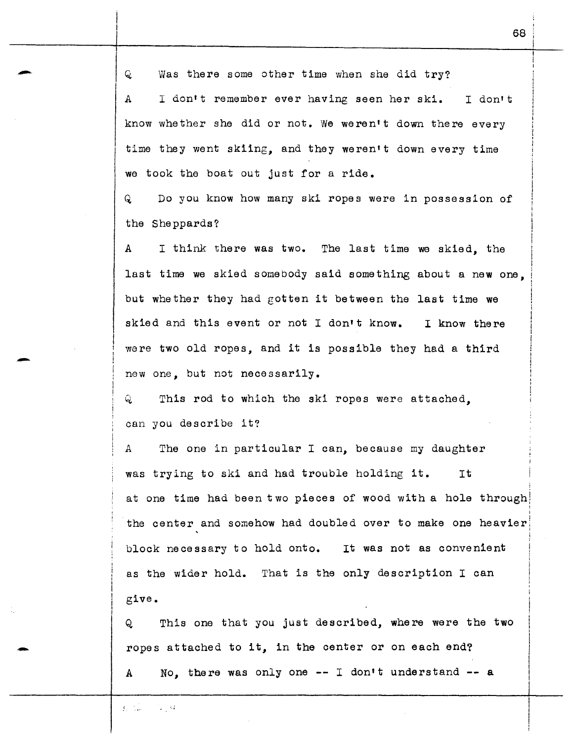Q Was there some other time when she did try?

A I don't remember ever having seen her ski. I don't know whether she did or not. We weren't down there every time they went skiing, and they weren't down every time we took the boat out just for a ride.

Q Do you know how many ski ropes were in possession of the Sheppards?

A I think there was two. The last time we skied, the last time we skied somebody said something about a new one, but whether they had gotten it between the last time we skied and this event or not I don't know. I know there were two old ropes, and it is possible they had a third new one, but not necessarily.

Q This rod to which the ski ropes were attached, can you describe it?

A The one in particular I can, because my daughter was trying to ski and had trouble holding it. It at one time had been two pieces of wood with a hole through the center and somehow had doubled over to make one heavier block necessary to hold onto. It was not as convenient as the wider hold. That is the only description I can give.

Q This one that you just described, where were the two ropes attached to it, in the center or on each end?

A No, there was only one -- I don't understand -- a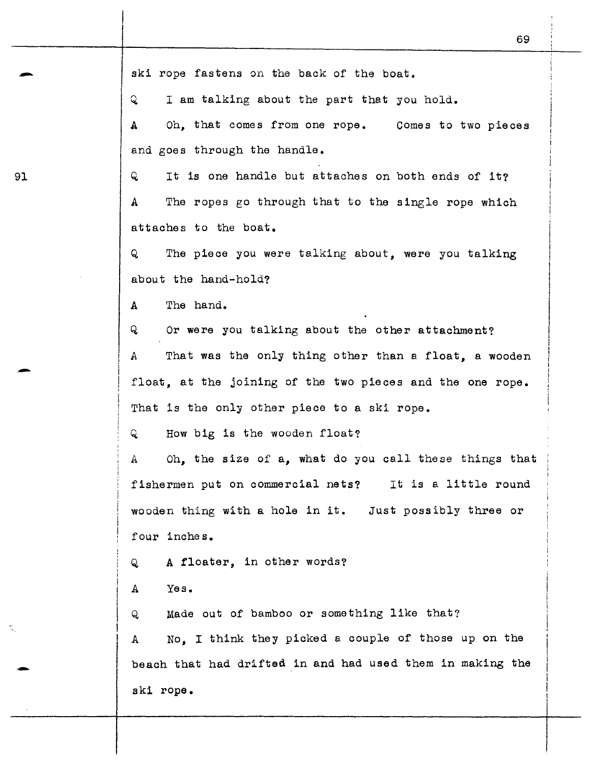ski rope fastens on the back of the boat.

Q I am talking about the part that you hold.

A Oh, that comes from one rope. Comes to two pieces and goes through the handle.

Q It is one handle but attaches on both ends of it?

A The ropes go through that to the single rope which attaches to the boat.

Q The piece you were talking about, were you talking about the hand-hold?

A The hand.

Q Or were you talking about the other attachment?

A That was the only thing other than a float, a wooden float, at the joining of the two pieces and the one rope. That is the only other piece to a ski rope.

Q How big is the wooden float?

A Oh, the size of a, what do you call these things that fishermen put on commercial nets? It is a little round wooden thing with a hole in it. Just possibly three or four inches.

Q A floater, in other words?

A Yes.

Q Made out of bamboo or something like that?

A No, I think they picked a couple of those up on the beach that had drifted in and had used them in making the ski rope.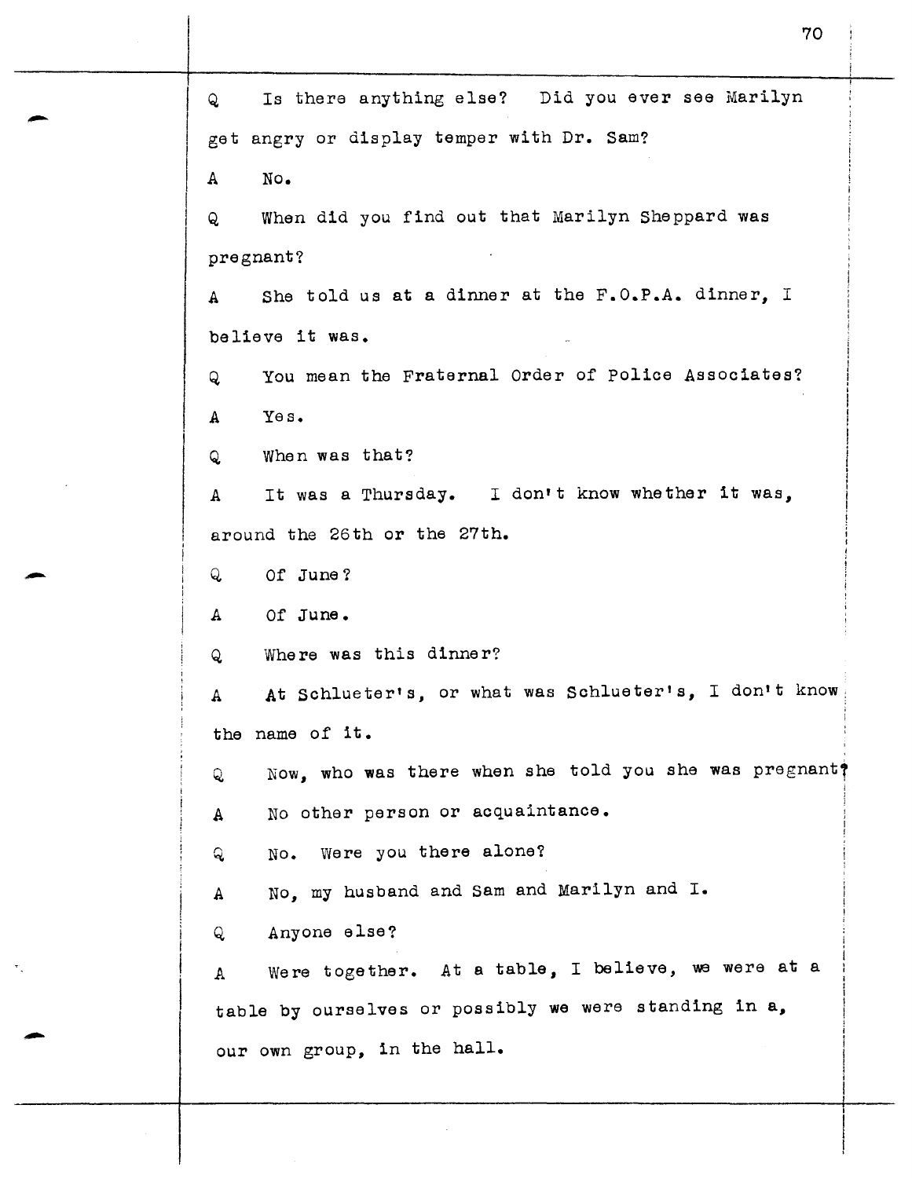Q Is there anything else? Did you ever see Marilyn get angry or display temper with Dr. Sam?

A No.

Q When did you find out that Marilyn Sheppard was pregnant?

A She told us at a dinner at the F.O.P.A. dinner, I believe it was.

Q You mean the Fraternal Order of Police Associates?

A Yes.

Q When was that?

A It was a Thursday. I don't know whether it was, around the 26th or the 27th.

Q Of June?

A Of June.

Q Where was this dinner?

A At Schlueter's, or what was Schlueter's, I don't know the name of it.

Q Now, who was there when she told you she was pregnant?

A No other person or acquaintance.

Q No. Were you there alone?

A No, my husband and Sam and Marilyn and I.

Q Anyone else?

A Were together. At a table, I believe, we were at a table by ourselves or possibly we were standing in a, our own group, in the hall.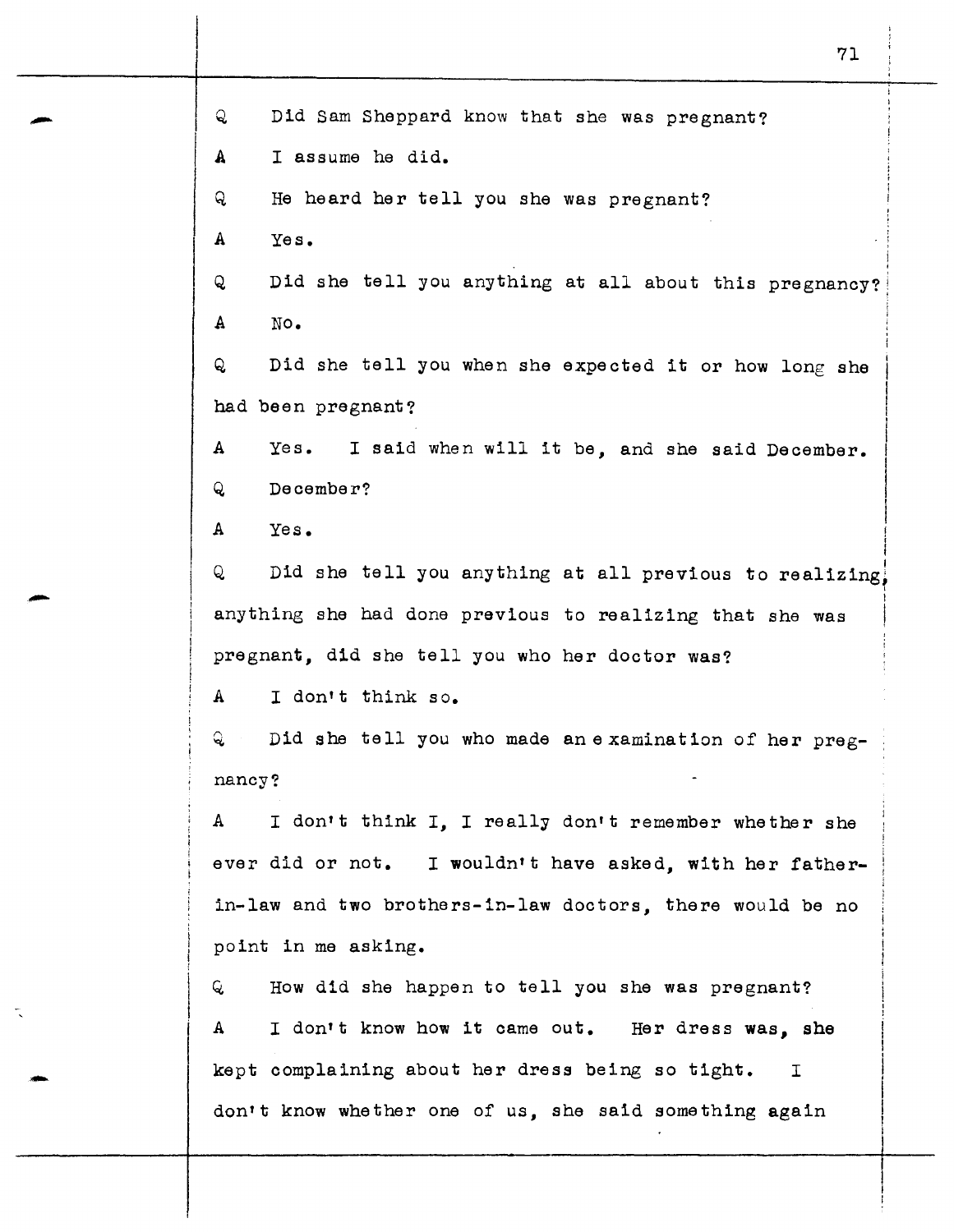Q Did Sam Sheppard know that she was pregnant?

A I assume he did.

Q He heard her tell you she was pregnant?

A Yes.

Q Did she tell you anything at all about this pregnancy?

A No.

Q Did she tell you when she expected it or how long she had been pregnant?

A Yes. I said when will it be, and she said December.

Q December?

A Yes.

Q Did she tell you anything at all previous to realizing, anything she had done previous to realizing that she was pregnant, did she tell you who her doctor was?

A I don't think so.

Q Did she tell you who made an e xamination of her pregnancy?

A I don't think I, I really don't remember whether she ever did or not. I wouldn't have asked, with her father-in-law and two brothers-in-law doctors, there would be no point in me asking.

Q How did she happen to tell you she was pregnant?

A I don't know how it came out. Her dress was, she kept complaining about her dress being so tight. I don't know whether one of us, she said something again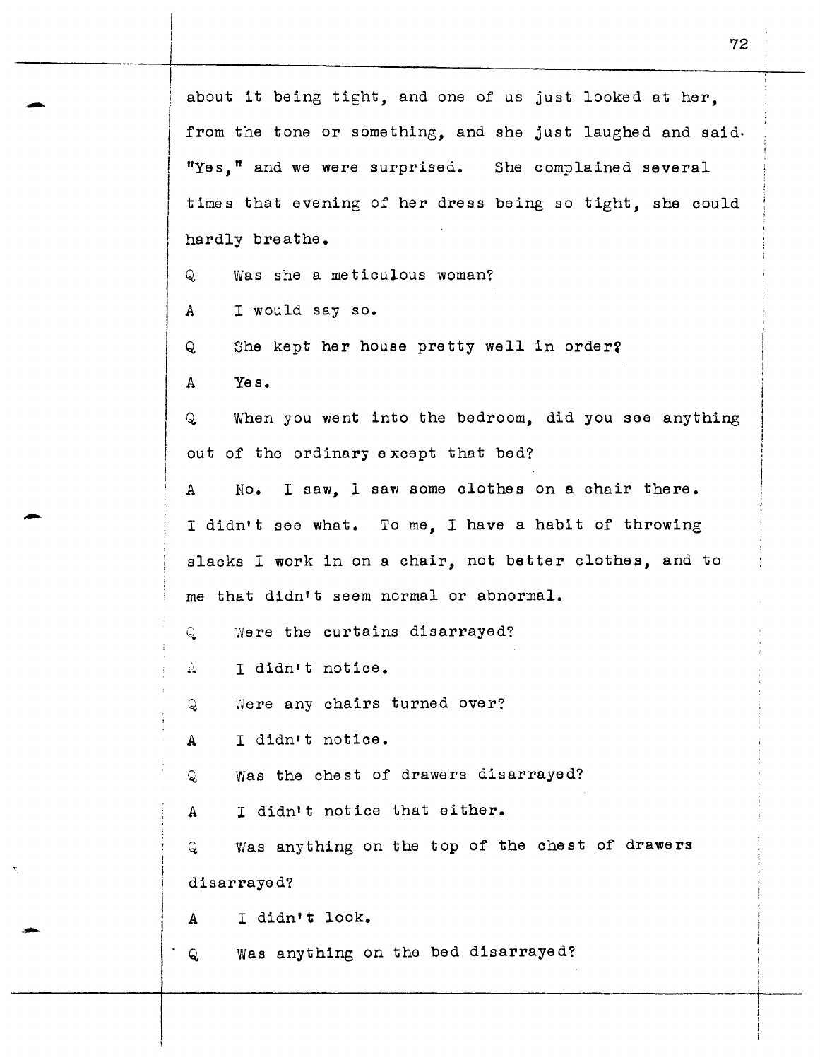about it being tight, and one of us just looked at her, from the tone or something, and she just laughed and said "Yes," and we were surprised. She complained several times that evening of her dress being so tight, she could hardly breathe.

Q Was she a meticulous woman?

A I would say so.

Q She kept her house pretty well in order?

A Yes.

Q When you went into the bedroom, did you see anything out of the ordinary except that bed?

A No. I saw, I saw some clothes on a chair there. I didn't see what. To me, I have a habit of throwing slacks I work in on a chair, not better clothes, and to me that didn't seem normal or abnormal.

Q Were the curtains disarrayed?

A I didn't notice.

Q Were any chairs turned over?

A I didn't notice.

Q Was the chest of drawers disarrayed?

A I didn't notice that either.

Q Was anything on the top of the chest of drawers disarrayed?

A I didn't look.

Q Was anything on the bed disarrayed?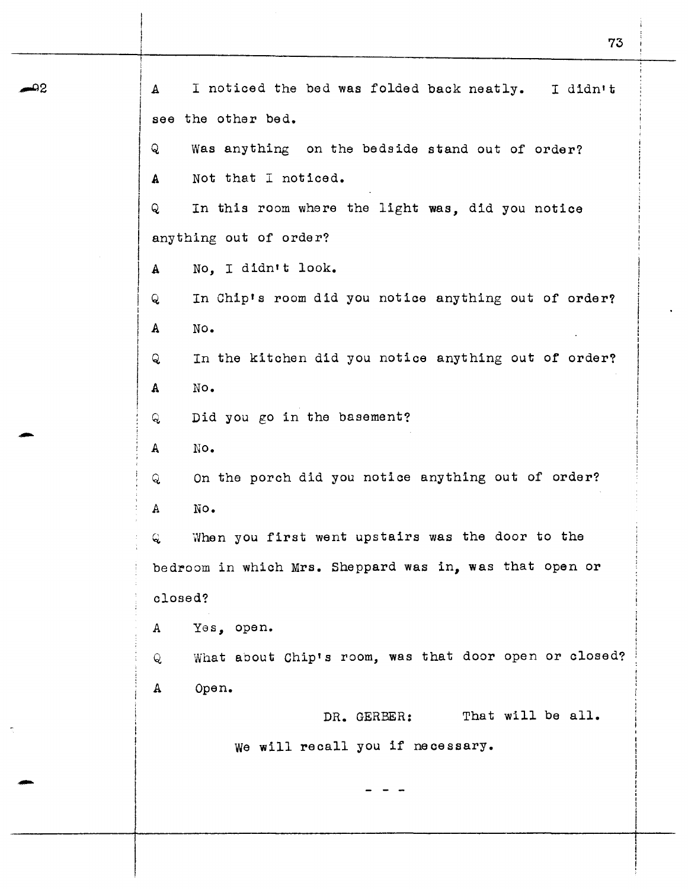A I noticed the bed was folded back neatly. I didn't see the other bed.

Q Was anything on the bedside stand out of order?

A Not that I noticed.

Q In this room where the light was, did you notice anything out of order?

A No, I didn't look.

Q In Chip's room did you notice anything out of order?

A No.

Q In the kitchen did you notice anything out of order?

A No.

Q Did you go in the basement?

A No.

Q On the porch did you notice anything out of order?

A No.

Q When you first went upstairs was the door to the bedroom in which Mrs. Sheppard was in, was that open or closed?

A Yes, open.

Q What about Chip's room, was that door open or closed?

A Open.

DR. GERBER: That will be all. We will recall you if necessary.

\- - -